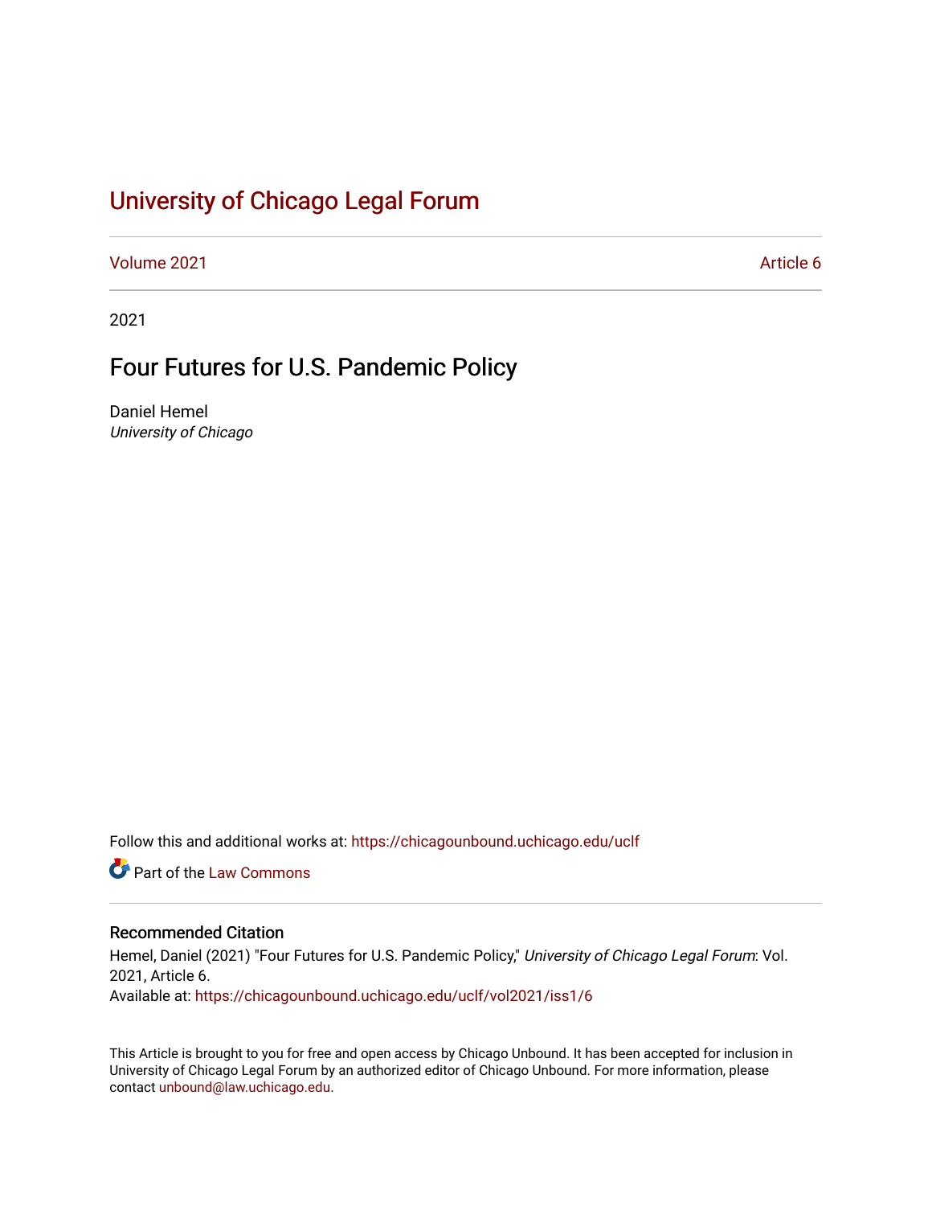# University of Chicago Legal Forum

Volume 2021 Article 6

2021

## Four Futures for U.S. Pandemic Policy

Daniel Hemel
*University of Chicago*

Follow this and additional works at: https://chicagounbound.uchicago.edu/uclf

Part of the Law Commons

### Recommended Citation

Hemel, Daniel (2021) "Four Futures for U.S. Pandemic Policy," *University of Chicago Legal Forum*: Vol. 2021, Article 6.
Available at: https://chicagounbound.uchicago.edu/uclf/vol2021/iss1/6

This Article is brought to you for free and open access by Chicago Unbound. It has been accepted for inclusion in University of Chicago Legal Forum by an authorized editor of Chicago Unbound. For more information, please contact unbound@law.uchicago.edu.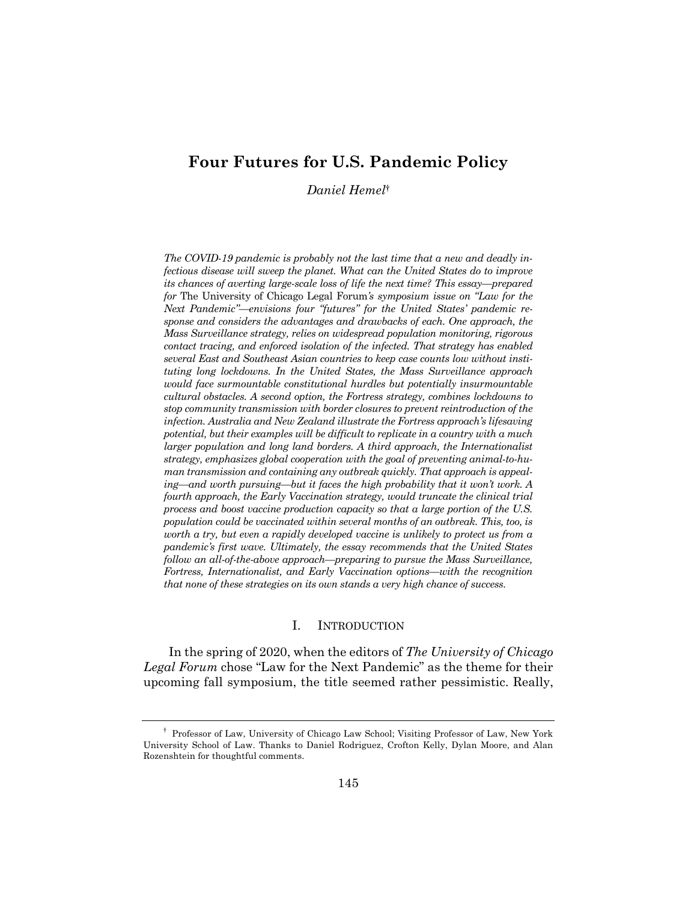# Four Futures for U.S. Pandemic Policy

*Daniel Hemel*†

*The COVID-19 pandemic is probably not the last time that a new and deadly infectious disease will sweep the planet. What can the United States do to improve its chances of averting large-scale loss of life the next time? This essay—prepared for* The University of Chicago Legal Forum*'s symposium issue on "Law for the Next Pandemic"—envisions four "futures" for the United States' pandemic response and considers the advantages and drawbacks of each. One approach, the Mass Surveillance strategy, relies on widespread population monitoring, rigorous contact tracing, and enforced isolation of the infected. That strategy has enabled several East and Southeast Asian countries to keep case counts low without instituting long lockdowns. In the United States, the Mass Surveillance approach would face surmountable constitutional hurdles but potentially insurmountable cultural obstacles. A second option, the Fortress strategy, combines lockdowns to stop community transmission with border closures to prevent reintroduction of the infection. Australia and New Zealand illustrate the Fortress approach's lifesaving potential, but their examples will be difficult to replicate in a country with a much larger population and long land borders. A third approach, the Internationalist strategy, emphasizes global cooperation with the goal of preventing animal-to-human transmission and containing any outbreak quickly. That approach is appealing—and worth pursuing—but it faces the high probability that it won't work. A fourth approach, the Early Vaccination strategy, would truncate the clinical trial process and boost vaccine production capacity so that a large portion of the U.S. population could be vaccinated within several months of an outbreak. This, too, is worth a try, but even a rapidly developed vaccine is unlikely to protect us from a pandemic's first wave. Ultimately, the essay recommends that the United States follow an all-of-the-above approach—preparing to pursue the Mass Surveillance, Fortress, Internationalist, and Early Vaccination options—with the recognition that none of these strategies on its own stands a very high chance of success.*

## I. Introduction

In the spring of 2020, when the editors of *The University of Chicago Legal Forum* chose "Law for the Next Pandemic" as the theme for their upcoming fall symposium, the title seemed rather pessimistic. Really,

---

† Professor of Law, University of Chicago Law School; Visiting Professor of Law, New York University School of Law. Thanks to Daniel Rodriguez, Crofton Kelly, Dylan Moore, and Alan Rozenshtein for thoughtful comments.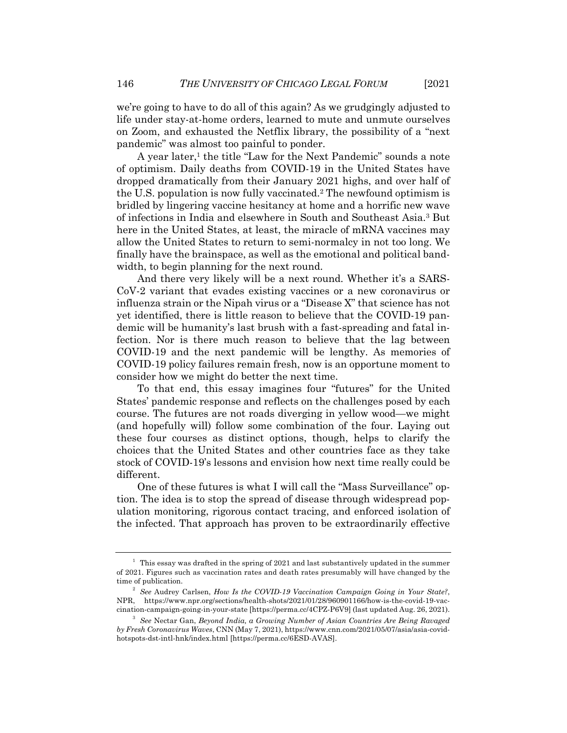we're going to have to do all of this again? As we grudgingly adjusted to life under stay-at-home orders, learned to mute and unmute ourselves on Zoom, and exhausted the Netflix library, the possibility of a "next pandemic" was almost too painful to ponder.

A year later,[1] the title "Law for the Next Pandemic" sounds a note of optimism. Daily deaths from COVID-19 in the United States have dropped dramatically from their January 2021 highs, and over half of the U.S. population is now fully vaccinated.[2] The newfound optimism is bridled by lingering vaccine hesitancy at home and a horrific new wave of infections in India and elsewhere in South and Southeast Asia.[3] But here in the United States, at least, the miracle of mRNA vaccines may allow the United States to return to semi-normalcy in not too long. We finally have the brainspace, as well as the emotional and political bandwidth, to begin planning for the next round.

And there very likely will be a next round. Whether it's a SARS-CoV-2 variant that evades existing vaccines or a new coronavirus or influenza strain or the Nipah virus or a "Disease X" that science has not yet identified, there is little reason to believe that the COVID-19 pandemic will be humanity's last brush with a fast-spreading and fatal infection. Nor is there much reason to believe that the lag between COVID-19 and the next pandemic will be lengthy. As memories of COVID-19 policy failures remain fresh, now is an opportune moment to consider how we might do better the next time.

To that end, this essay imagines four "futures" for the United States' pandemic response and reflects on the challenges posed by each course. The futures are not roads diverging in yellow wood—we might (and hopefully will) follow some combination of the four. Laying out these four courses as distinct options, though, helps to clarify the choices that the United States and other countries face as they take stock of COVID-19's lessons and envision how next time really could be different.

One of these futures is what I will call the "Mass Surveillance" option. The idea is to stop the spread of disease through widespread population monitoring, rigorous contact tracing, and enforced isolation of the infected. That approach has proven to be extraordinarily effective

---

[1] This essay was drafted in the spring of 2021 and last substantively updated in the summer of 2021. Figures such as vaccination rates and death rates presumably will have changed by the time of publication.

[2] *See* Audrey Carlsen, *How Is the COVID-19 Vaccination Campaign Going in Your State?*, NPR, https://www.npr.org/sections/health-shots/2021/01/28/960901166/how-is-the-covid-19-vaccination-campaign-going-in-your-state [https://perma.cc/4CPZ-P6V9] (last updated Aug. 26, 2021).

[3] *See* Nectar Gan, *Beyond India, a Growing Number of Asian Countries Are Being Ravaged by Fresh Coronavirus Waves*, CNN (May 7, 2021), https://www.cnn.com/2021/05/07/asia/asia-covid-hotspots-dst-intl-hnk/index.html [https://perma.cc/6ESD-AVAS].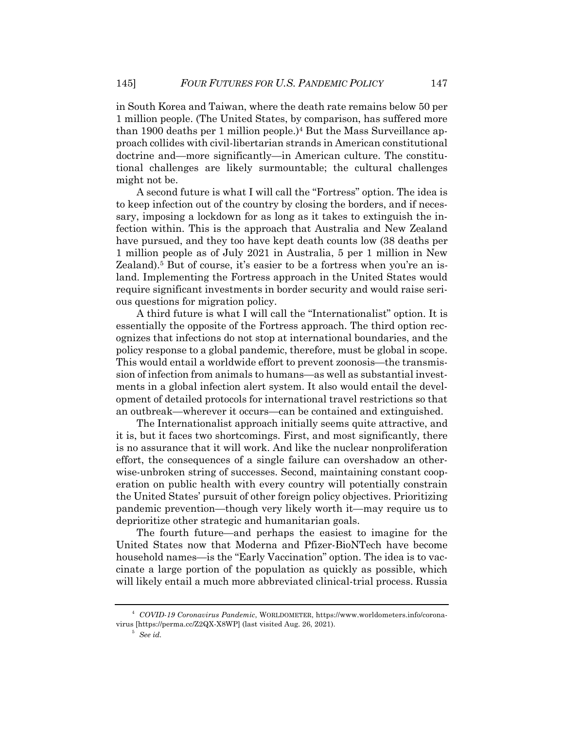in South Korea and Taiwan, where the death rate remains below 50 per 1 million people. (The United States, by comparison, has suffered more than 1900 deaths per 1 million people.)[4] But the Mass Surveillance approach collides with civil-libertarian strands in American constitutional doctrine and—more significantly—in American culture. The constitutional challenges are likely surmountable; the cultural challenges might not be.

A second future is what I will call the "Fortress" option. The idea is to keep infection out of the country by closing the borders, and if necessary, imposing a lockdown for as long as it takes to extinguish the infection within. This is the approach that Australia and New Zealand have pursued, and they too have kept death counts low (38 deaths per 1 million people as of July 2021 in Australia, 5 per 1 million in New Zealand).[5] But of course, it's easier to be a fortress when you're an island. Implementing the Fortress approach in the United States would require significant investments in border security and would raise serious questions for migration policy.

A third future is what I will call the "Internationalist" option. It is essentially the opposite of the Fortress approach. The third option recognizes that infections do not stop at international boundaries, and the policy response to a global pandemic, therefore, must be global in scope. This would entail a worldwide effort to prevent zoonosis—the transmission of infection from animals to humans—as well as substantial investments in a global infection alert system. It also would entail the development of detailed protocols for international travel restrictions so that an outbreak—wherever it occurs—can be contained and extinguished.

The Internationalist approach initially seems quite attractive, and it is, but it faces two shortcomings. First, and most significantly, there is no assurance that it will work. And like the nuclear nonproliferation effort, the consequences of a single failure can overshadow an otherwise-unbroken string of successes. Second, maintaining constant cooperation on public health with every country will potentially constrain the United States' pursuit of other foreign policy objectives. Prioritizing pandemic prevention—though very likely worth it—may require us to deprioritize other strategic and humanitarian goals.

The fourth future—and perhaps the easiest to imagine for the United States now that Moderna and Pfizer-BioNTech have become household names—is the "Early Vaccination" option. The idea is to vaccinate a large portion of the population as quickly as possible, which will likely entail a much more abbreviated clinical-trial process. Russia

---

[4] *COVID-19 Coronavirus Pandemic*, WORLDOMETER, https://www.worldometers.info/coronavirus [https://perma.cc/Z2QX-X8WP] (last visited Aug. 26, 2021).

[5] *See id.*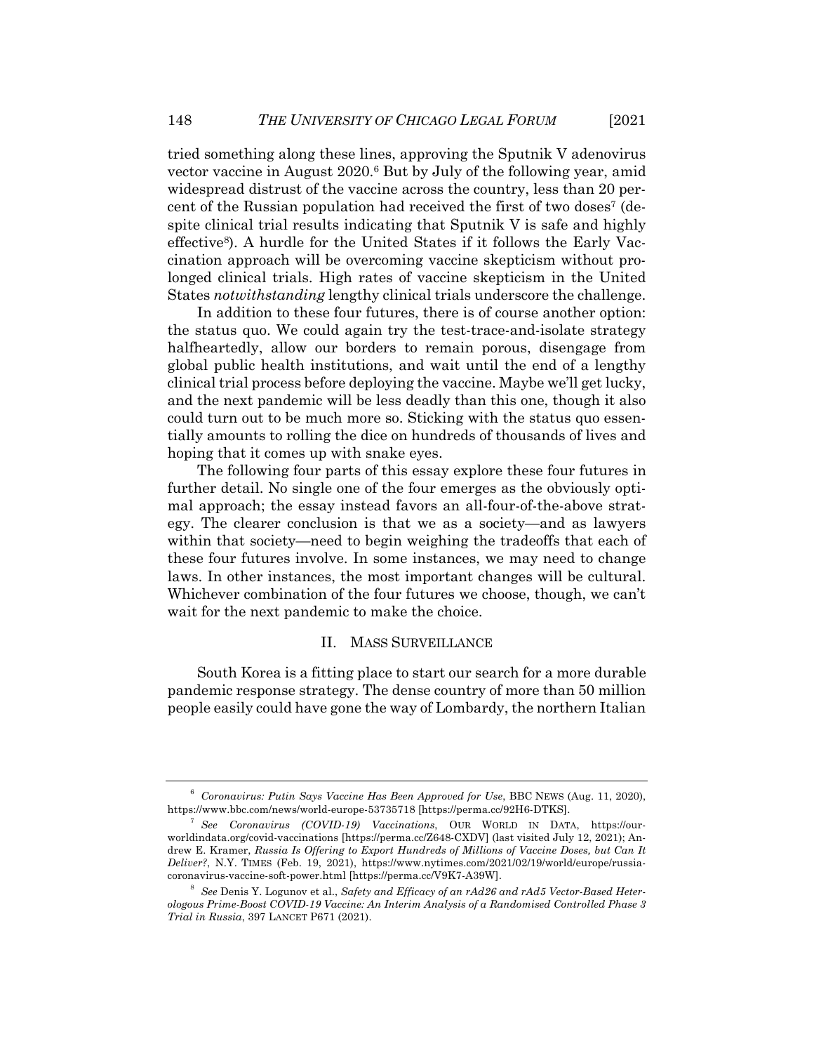tried something along these lines, approving the Sputnik V adenovirus vector vaccine in August 2020.[6] But by July of the following year, amid widespread distrust of the vaccine across the country, less than 20 percent of the Russian population had received the first of two doses[7] (despite clinical trial results indicating that Sputnik V is safe and highly effective[8]). A hurdle for the United States if it follows the Early Vaccination approach will be overcoming vaccine skepticism without prolonged clinical trials. High rates of vaccine skepticism in the United States *notwithstanding* lengthy clinical trials underscore the challenge.

In addition to these four futures, there is of course another option: the status quo. We could again try the test-trace-and-isolate strategy halfheartedly, allow our borders to remain porous, disengage from global public health institutions, and wait until the end of a lengthy clinical trial process before deploying the vaccine. Maybe we'll get lucky, and the next pandemic will be less deadly than this one, though it also could turn out to be much more so. Sticking with the status quo essentially amounts to rolling the dice on hundreds of thousands of lives and hoping that it comes up with snake eyes.

The following four parts of this essay explore these four futures in further detail. No single one of the four emerges as the obviously optimal approach; the essay instead favors an all-four-of-the-above strategy. The clearer conclusion is that we as a society—and as lawyers within that society—need to begin weighing the tradeoffs that each of these four futures involve. In some instances, we may need to change laws. In other instances, the most important changes will be cultural. Whichever combination of the four futures we choose, though, we can't wait for the next pandemic to make the choice.

## II. MASS SURVEILLANCE

South Korea is a fitting place to start our search for a more durable pandemic response strategy. The dense country of more than 50 million people easily could have gone the way of Lombardy, the northern Italian

---

[6] *Coronavirus: Putin Says Vaccine Has Been Approved for Use*, BBC NEWS (Aug. 11, 2020), https://www.bbc.com/news/world-europe-53735718 [https://perma.cc/92H6-DTKS].

[7] *See Coronavirus (COVID-19) Vaccinations*, OUR WORLD IN DATA, https://ourworldindata.org/covid-vaccinations [https://perma.cc/Z648-CXDV] (last visited July 12, 2021); Andrew E. Kramer, *Russia Is Offering to Export Hundreds of Millions of Vaccine Doses, but Can It Deliver?*, N.Y. TIMES (Feb. 19, 2021), https://www.nytimes.com/2021/02/19/world/europe/russia-coronavirus-vaccine-soft-power.html [https://perma.cc/V9K7-A39W].

[8] *See* Denis Y. Logunov et al., *Safety and Efficacy of an rAd26 and rAd5 Vector-Based Heterologous Prime-Boost COVID-19 Vaccine: An Interim Analysis of a Randomised Controlled Phase 3 Trial in Russia*, 397 LANCET P671 (2021).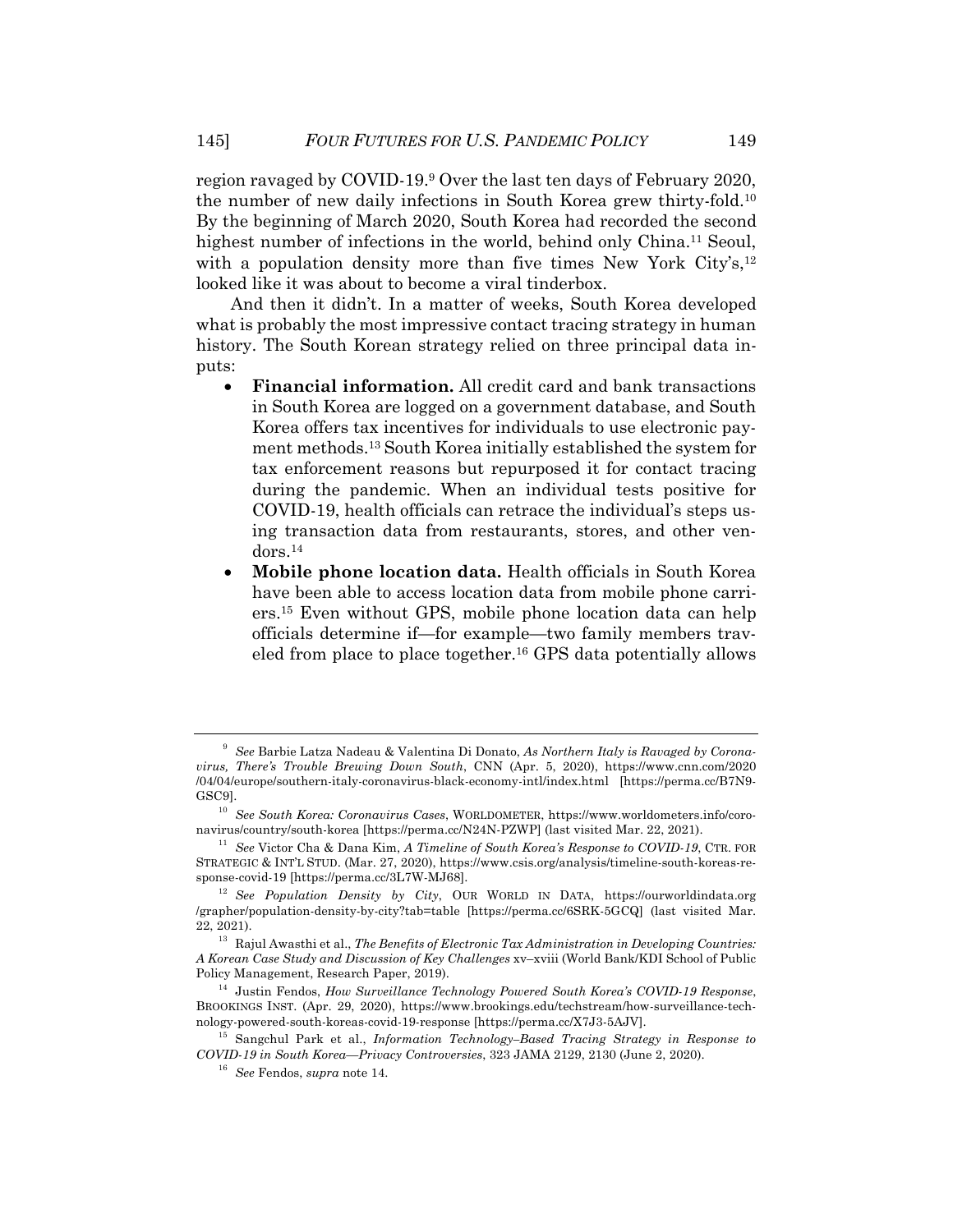region ravaged by COVID-19.[9] Over the last ten days of February 2020, the number of new daily infections in South Korea grew thirty-fold.[10] By the beginning of March 2020, South Korea had recorded the second highest number of infections in the world, behind only China.[11] Seoul, with a population density more than five times New York City's,[12] looked like it was about to become a viral tinderbox.

And then it didn't. In a matter of weeks, South Korea developed what is probably the most impressive contact tracing strategy in human history. The South Korean strategy relied on three principal data inputs:

- **Financial information.** All credit card and bank transactions in South Korea are logged on a government database, and South Korea offers tax incentives for individuals to use electronic payment methods.[13] South Korea initially established the system for tax enforcement reasons but repurposed it for contact tracing during the pandemic. When an individual tests positive for COVID-19, health officials can retrace the individual's steps using transaction data from restaurants, stores, and other vendors.[14]
- **Mobile phone location data.** Health officials in South Korea have been able to access location data from mobile phone carriers.[15] Even without GPS, mobile phone location data can help officials determine if—for example—two family members traveled from place to place together.[16] GPS data potentially allows

---

[9] *See* Barbie Latza Nadeau & Valentina Di Donato, *As Northern Italy is Ravaged by Coronavirus, There's Trouble Brewing Down South*, CNN (Apr. 5, 2020), https://www.cnn.com/2020/04/04/europe/southern-italy-coronavirus-black-economy-intl/index.html [https://perma.cc/B7N9-GSC9].

[10] *See South Korea: Coronavirus Cases*, WORLDOMETER, https://www.worldometers.info/coronavirus/country/south-korea [https://perma.cc/N24N-PZWP] (last visited Mar. 22, 2021).

[11] *See* Victor Cha & Dana Kim, *A Timeline of South Korea's Response to COVID-19*, CTR. FOR STRATEGIC & INT'L STUD. (Mar. 27, 2020), https://www.csis.org/analysis/timeline-south-koreas-response-covid-19 [https://perma.cc/3L7W-MJ68].

[12] *See Population Density by City*, OUR WORLD IN DATA, https://ourworldindata.org/grapher/population-density-by-city?tab=table [https://perma.cc/6SRK-5GCQ] (last visited Mar. 22, 2021).

[13] Rajul Awasthi et al., *The Benefits of Electronic Tax Administration in Developing Countries: A Korean Case Study and Discussion of Key Challenges* xv–xviii (World Bank/KDI School of Public Policy Management, Research Paper, 2019).

[14] Justin Fendos, *How Surveillance Technology Powered South Korea's COVID-19 Response*, BROOKINGS INST. (Apr. 29, 2020), https://www.brookings.edu/techstream/how-surveillance-technology-powered-south-koreas-covid-19-response [https://perma.cc/X7J3-5AJV].

[15] Sangchul Park et al., *Information Technology–Based Tracing Strategy in Response to COVID-19 in South Korea—Privacy Controversies*, 323 JAMA 2129, 2130 (June 2, 2020).

[16] *See* Fendos, *supra* note 14.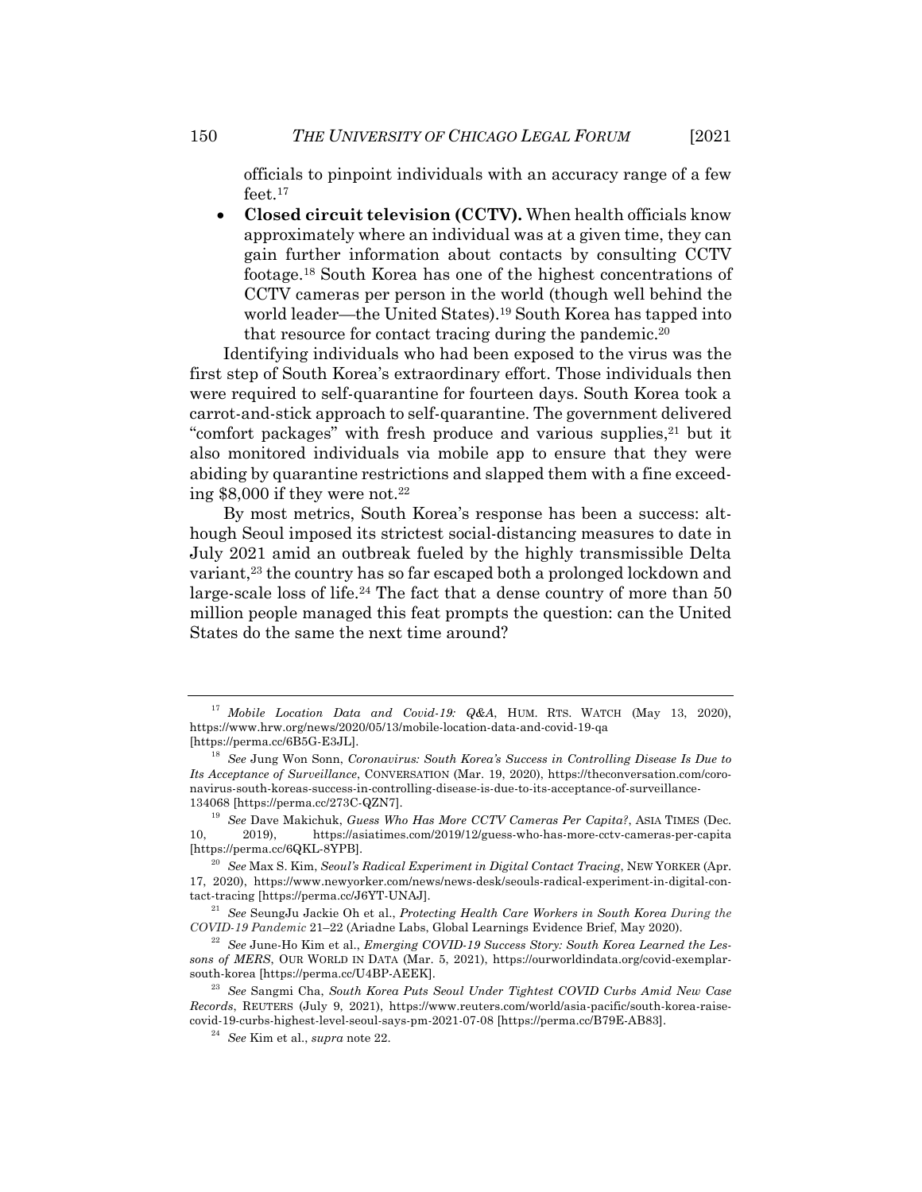officials to pinpoint individuals with an accuracy range of a few feet.[17]

- **Closed circuit television (CCTV).** When health officials know approximately where an individual was at a given time, they can gain further information about contacts by consulting CCTV footage.[18] South Korea has one of the highest concentrations of CCTV cameras per person in the world (though well behind the world leader—the United States).[19] South Korea has tapped into that resource for contact tracing during the pandemic.[20]

Identifying individuals who had been exposed to the virus was the first step of South Korea's extraordinary effort. Those individuals then were required to self-quarantine for fourteen days. South Korea took a carrot-and-stick approach to self-quarantine. The government delivered "comfort packages" with fresh produce and various supplies,[21] but it also monitored individuals via mobile app to ensure that they were abiding by quarantine restrictions and slapped them with a fine exceeding $8,000 if they were not.[22]

By most metrics, South Korea's response has been a success: although Seoul imposed its strictest social-distancing measures to date in July 2021 amid an outbreak fueled by the highly transmissible Delta variant,[23] the country has so far escaped both a prolonged lockdown and large-scale loss of life.[24] The fact that a dense country of more than 50 million people managed this feat prompts the question: can the United States do the same the next time around?

---

[17] *Mobile Location Data and Covid-19: Q&A*, HUM. RTS. WATCH (May 13, 2020), https://www.hrw.org/news/2020/05/13/mobile-location-data-and-covid-19-qa [https://perma.cc/6B5G-E3JL].

[18] *See* Jung Won Sonn, *Coronavirus: South Korea's Success in Controlling Disease Is Due to Its Acceptance of Surveillance*, CONVERSATION (Mar. 19, 2020), https://theconversation.com/coronavirus-south-koreas-success-in-controlling-disease-is-due-to-its-acceptance-of-surveillance-134068 [https://perma.cc/273C-QZN7].

[19] *See* Dave Makichuk, *Guess Who Has More CCTV Cameras Per Capita?*, ASIA TIMES (Dec. 10, 2019), https://asiatimes.com/2019/12/guess-who-has-more-cctv-cameras-per-capita [https://perma.cc/6QKL-8YPB].

[20] *See* Max S. Kim, *Seoul's Radical Experiment in Digital Contact Tracing*, NEW YORKER (Apr. 17, 2020), https://www.newyorker.com/news/news-desk/seouls-radical-experiment-in-digital-contact-tracing [https://perma.cc/J6YT-UNAJ].

[21] *See* SeungJu Jackie Oh et al., *Protecting Health Care Workers in South Korea During the COVID-19 Pandemic* 21–22 (Ariadne Labs, Global Learnings Evidence Brief, May 2020).

[22] *See* June-Ho Kim et al., *Emerging COVID-19 Success Story: South Korea Learned the Lessons of MERS*, OUR WORLD IN DATA (Mar. 5, 2021), https://ourworldindata.org/covid-exemplar-south-korea [https://perma.cc/U4BP-AEEK].

[23] *See* Sangmi Cha, *South Korea Puts Seoul Under Tightest COVID Curbs Amid New Case Records*, REUTERS (July 9, 2021), https://www.reuters.com/world/asia-pacific/south-korea-raise-covid-19-curbs-highest-level-seoul-says-pm-2021-07-08 [https://perma.cc/B79E-AB83].

[24] *See* Kim et al., *supra* note 22.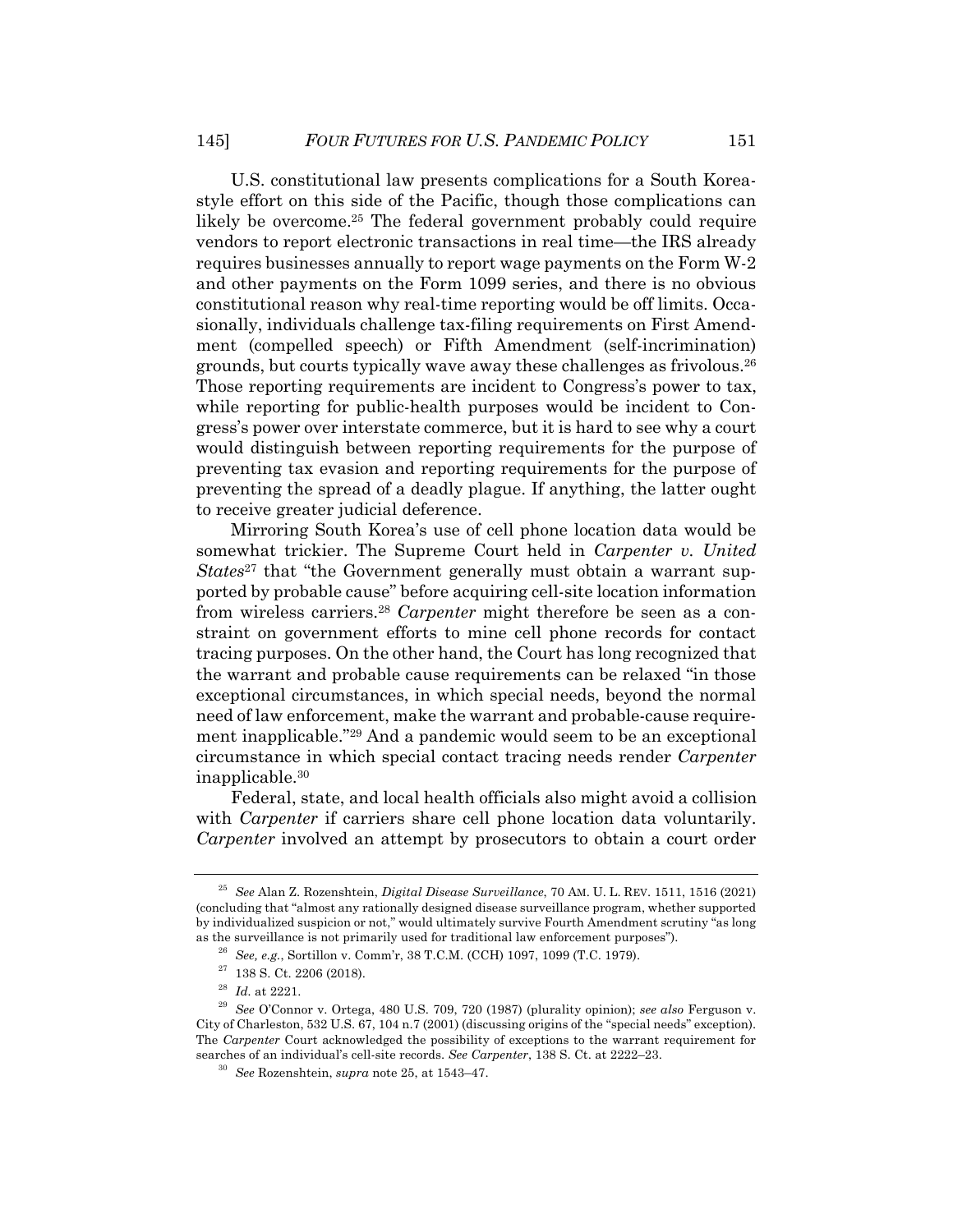U.S. constitutional law presents complications for a South Korea-style effort on this side of the Pacific, though those complications can likely be overcome.[25] The federal government probably could require vendors to report electronic transactions in real time—the IRS already requires businesses annually to report wage payments on the Form W-2 and other payments on the Form 1099 series, and there is no obvious constitutional reason why real-time reporting would be off limits. Occasionally, individuals challenge tax-filing requirements on First Amendment (compelled speech) or Fifth Amendment (self-incrimination) grounds, but courts typically wave away these challenges as frivolous.[26] Those reporting requirements are incident to Congress's power to tax, while reporting for public-health purposes would be incident to Congress's power over interstate commerce, but it is hard to see why a court would distinguish between reporting requirements for the purpose of preventing tax evasion and reporting requirements for the purpose of preventing the spread of a deadly plague. If anything, the latter ought to receive greater judicial deference.

Mirroring South Korea's use of cell phone location data would be somewhat trickier. The Supreme Court held in *Carpenter v. United States*[27] that "the Government generally must obtain a warrant supported by probable cause" before acquiring cell-site location information from wireless carriers.[28] *Carpenter* might therefore be seen as a constraint on government efforts to mine cell phone records for contact tracing purposes. On the other hand, the Court has long recognized that the warrant and probable cause requirements can be relaxed "in those exceptional circumstances, in which special needs, beyond the normal need of law enforcement, make the warrant and probable-cause requirement inapplicable."[29] And a pandemic would seem to be an exceptional circumstance in which special contact tracing needs render *Carpenter* inapplicable.[30]

Federal, state, and local health officials also might avoid a collision with *Carpenter* if carriers share cell phone location data voluntarily. *Carpenter* involved an attempt by prosecutors to obtain a court order

---

[25] *See* Alan Z. Rozenshtein, *Digital Disease Surveillance*, 70 AM. U. L. REV. 1511, 1516 (2021) (concluding that "almost any rationally designed disease surveillance program, whether supported by individualized suspicion or not," would ultimately survive Fourth Amendment scrutiny "as long as the surveillance is not primarily used for traditional law enforcement purposes").

[26] *See, e.g.*, Sortillon v. Comm'r, 38 T.C.M. (CCH) 1097, 1099 (T.C. 1979).

[27] 138 S. Ct. 2206 (2018).

[28] *Id.* at 2221.

[29] *See* O'Connor v. Ortega, 480 U.S. 709, 720 (1987) (plurality opinion); *see also* Ferguson v. City of Charleston, 532 U.S. 67, 104 n.7 (2001) (discussing origins of the "special needs" exception). The *Carpenter* Court acknowledged the possibility of exceptions to the warrant requirement for searches of an individual's cell-site records. *See Carpenter*, 138 S. Ct. at 2222–23.

[30] *See* Rozenshtein, *supra* note 25, at 1543–47.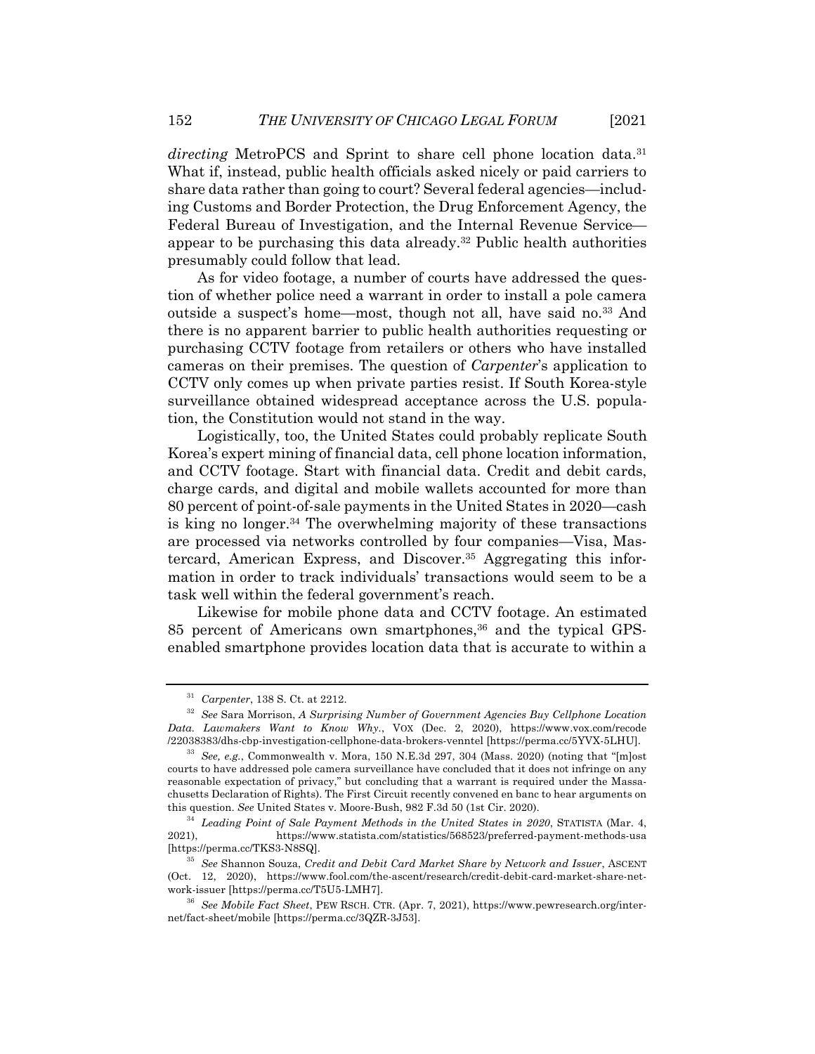*directing* MetroPCS and Sprint to share cell phone location data.[31] What if, instead, public health officials asked nicely or paid carriers to share data rather than going to court? Several federal agencies—including Customs and Border Protection, the Drug Enforcement Agency, the Federal Bureau of Investigation, and the Internal Revenue Service—appear to be purchasing this data already.[32] Public health authorities presumably could follow that lead.

As for video footage, a number of courts have addressed the question of whether police need a warrant in order to install a pole camera outside a suspect's home—most, though not all, have said no.[33] And there is no apparent barrier to public health authorities requesting or purchasing CCTV footage from retailers or others who have installed cameras on their premises. The question of *Carpenter*'s application to CCTV only comes up when private parties resist. If South Korea-style surveillance obtained widespread acceptance across the U.S. population, the Constitution would not stand in the way.

Logistically, too, the United States could probably replicate South Korea's expert mining of financial data, cell phone location information, and CCTV footage. Start with financial data. Credit and debit cards, charge cards, and digital and mobile wallets accounted for more than 80 percent of point-of-sale payments in the United States in 2020—cash is king no longer.[34] The overwhelming majority of these transactions are processed via networks controlled by four companies—Visa, Mastercard, American Express, and Discover.[35] Aggregating this information in order to track individuals' transactions would seem to be a task well within the federal government's reach.

Likewise for mobile phone data and CCTV footage. An estimated 85 percent of Americans own smartphones,[36] and the typical GPS-enabled smartphone provides location data that is accurate to within a

---

[31] *Carpenter*, 138 S. Ct. at 2212.

[32] *See* Sara Morrison, *A Surprising Number of Government Agencies Buy Cellphone Location Data. Lawmakers Want to Know Why.*, VOX (Dec. 2, 2020), https://www.vox.com/recode/22038383/dhs-cbp-investigation-cellphone-data-brokers-venntel [https://perma.cc/5YVX-5LHU].

[33] *See, e.g.*, Commonwealth v. Mora, 150 N.E.3d 297, 304 (Mass. 2020) (noting that "[m]ost courts to have addressed pole camera surveillance have concluded that it does not infringe on any reasonable expectation of privacy," but concluding that a warrant is required under the Massachusetts Declaration of Rights). The First Circuit recently convened en banc to hear arguments on this question. *See* United States v. Moore-Bush, 982 F.3d 50 (1st Cir. 2020).

[34] *Leading Point of Sale Payment Methods in the United States in 2020*, STATISTA (Mar. 4, 2021), https://www.statista.com/statistics/568523/preferred-payment-methods-usa [https://perma.cc/TKS3-N8SQ].

[35] *See* Shannon Souza, *Credit and Debit Card Market Share by Network and Issuer*, ASCENT (Oct. 12, 2020), https://www.fool.com/the-ascent/research/credit-debit-card-market-share-network-issuer [https://perma.cc/T5U5-LMH7].

[36] *See Mobile Fact Sheet*, PEW RSCH. CTR. (Apr. 7, 2021), https://www.pewresearch.org/internet/fact-sheet/mobile [https://perma.cc/3QZR-3J53].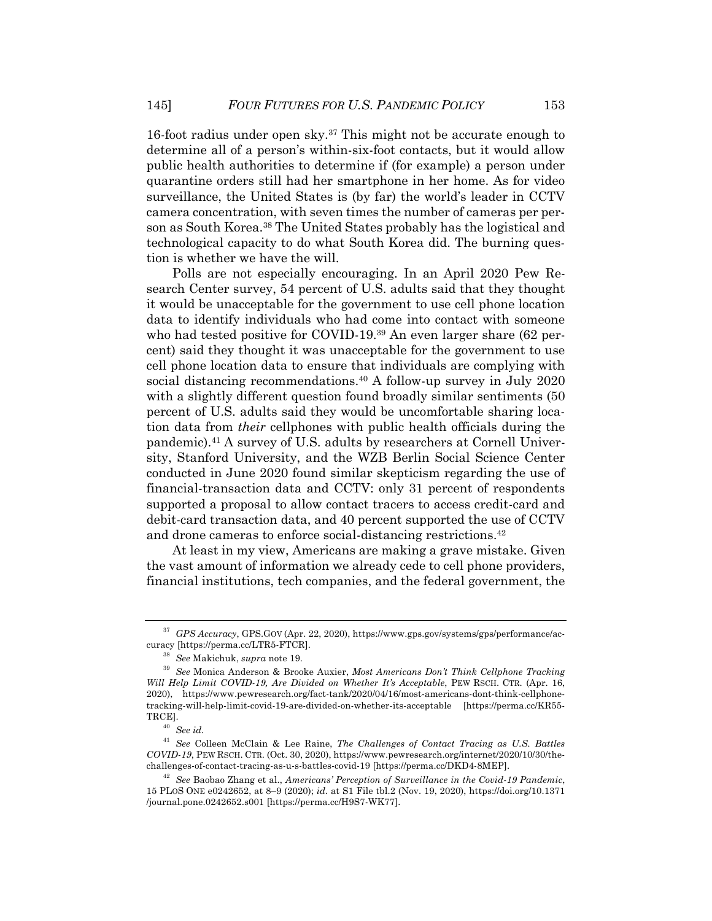16-foot radius under open sky.[37] This might not be accurate enough to determine all of a person's within-six-foot contacts, but it would allow public health authorities to determine if (for example) a person under quarantine orders still had her smartphone in her home. As for video surveillance, the United States is (by far) the world's leader in CCTV camera concentration, with seven times the number of cameras per person as South Korea.[38] The United States probably has the logistical and technological capacity to do what South Korea did. The burning question is whether we have the will.

Polls are not especially encouraging. In an April 2020 Pew Research Center survey, 54 percent of U.S. adults said that they thought it would be unacceptable for the government to use cell phone location data to identify individuals who had come into contact with someone who had tested positive for COVID-19.[39] An even larger share (62 percent) said they thought it was unacceptable for the government to use cell phone location data to ensure that individuals are complying with social distancing recommendations.[40] A follow-up survey in July 2020 with a slightly different question found broadly similar sentiments (50 percent of U.S. adults said they would be uncomfortable sharing location data from *their* cellphones with public health officials during the pandemic).[41] A survey of U.S. adults by researchers at Cornell University, Stanford University, and the WZB Berlin Social Science Center conducted in June 2020 found similar skepticism regarding the use of financial-transaction data and CCTV: only 31 percent of respondents supported a proposal to allow contact tracers to access credit-card and debit-card transaction data, and 40 percent supported the use of CCTV and drone cameras to enforce social-distancing restrictions.[42]

At least in my view, Americans are making a grave mistake. Given the vast amount of information we already cede to cell phone providers, financial institutions, tech companies, and the federal government, the

---

[37] *GPS Accuracy*, GPS.GOV (Apr. 22, 2020), https://www.gps.gov/systems/gps/performance/accuracy [https://perma.cc/LTR5-FTCR].

[38] *See* Makichuk, *supra* note 19.

[39] *See* Monica Anderson & Brooke Auxier, *Most Americans Don't Think Cellphone Tracking Will Help Limit COVID-19, Are Divided on Whether It's Acceptable*, PEW RSCH. CTR. (Apr. 16, 2020), https://www.pewresearch.org/fact-tank/2020/04/16/most-americans-dont-think-cellphone-tracking-will-help-limit-covid-19-are-divided-on-whether-its-acceptable [https://perma.cc/KR55-TRCE].

[40] *See id.*

[41] *See* Colleen McClain & Lee Raine, *The Challenges of Contact Tracing as U.S. Battles COVID-19*, PEW RSCH. CTR. (Oct. 30, 2020), https://www.pewresearch.org/internet/2020/10/30/the-challenges-of-contact-tracing-as-u-s-battles-covid-19 [https://perma.cc/DKD4-8MEP].

[42] *See* Baobao Zhang et al., *Americans' Perception of Surveillance in the Covid-19 Pandemic*, 15 PLOS ONE e0242652, at 8–9 (2020); *id.* at S1 File tbl.2 (Nov. 19, 2020), https://doi.org/10.1371/journal.pone.0242652.s001 [https://perma.cc/H9S7-WK77].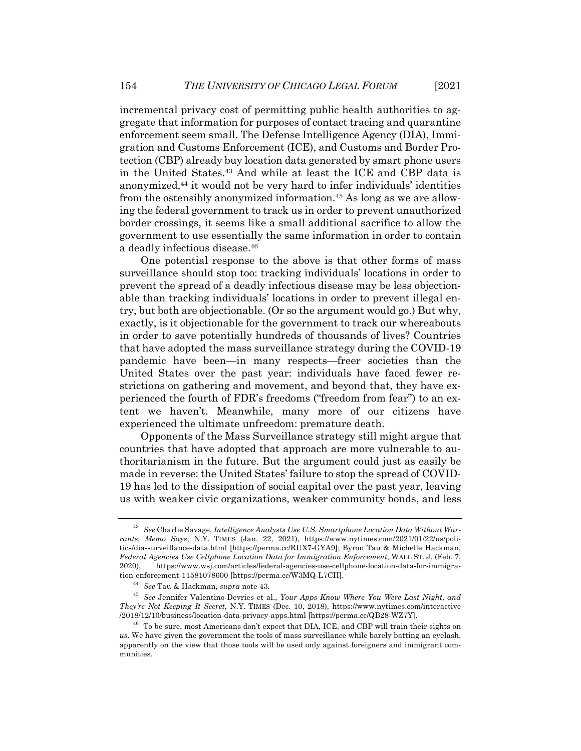incremental privacy cost of permitting public health authorities to aggregate that information for purposes of contact tracing and quarantine enforcement seem small. The Defense Intelligence Agency (DIA), Immigration and Customs Enforcement (ICE), and Customs and Border Protection (CBP) already buy location data generated by smart phone users in the United States.[43] And while at least the ICE and CBP data is anonymized,[44] it would not be very hard to infer individuals' identities from the ostensibly anonymized information.[45] As long as we are allowing the federal government to track us in order to prevent unauthorized border crossings, it seems like a small additional sacrifice to allow the government to use essentially the same information in order to contain a deadly infectious disease.[46]

One potential response to the above is that other forms of mass surveillance should stop too: tracking individuals' locations in order to prevent the spread of a deadly infectious disease may be less objectionable than tracking individuals' locations in order to prevent illegal entry, but both are objectionable. (Or so the argument would go.) But why, exactly, is it objectionable for the government to track our whereabouts in order to save potentially hundreds of thousands of lives? Countries that have adopted the mass surveillance strategy during the COVID-19 pandemic have been—in many respects—freer societies than the United States over the past year: individuals have faced fewer restrictions on gathering and movement, and beyond that, they have experienced the fourth of FDR's freedoms ("freedom from fear") to an extent we haven't. Meanwhile, many more of our citizens have experienced the ultimate unfreedom: premature death.

Opponents of the Mass Surveillance strategy still might argue that countries that have adopted that approach are more vulnerable to authoritarianism in the future. But the argument could just as easily be made in reverse: the United States' failure to stop the spread of COVID-19 has led to the dissipation of social capital over the past year, leaving us with weaker civic organizations, weaker community bonds, and less

---

[43] *See* Charlie Savage, *Intelligence Analysts Use U.S. Smartphone Location Data Without Warrants, Memo Says*, N.Y. TIMES (Jan. 22, 2021), https://www.nytimes.com/2021/01/22/us/politics/dia-surveillance-data.html [https://perma.cc/RUX7-GYA9]; Byron Tau & Michelle Hackman, *Federal Agencies Use Cellphone Location Data for Immigration Enforcement*, WALL ST. J. (Feb. 7, 2020), https://www.wsj.com/articles/federal-agencies-use-cellphone-location-data-for-immigration-enforcement-11581078600 [https://perma.cc/W3MQ-L7CH].

[44] *See* Tau & Hackman, *supra* note 43.

[45] *See* Jennifer Valentino-Devries et al., *Your Apps Know Where You Were Last Night, and They're Not Keeping It Secret*, N.Y. TIMES (Dec. 10, 2018), https://www.nytimes.com/interactive/2018/12/10/business/location-data-privacy-apps.html [https://perma.cc/QB28-WZ7Y].

[46] To be sure, most Americans don't expect that DIA, ICE, and CBP will train their sights on *us*. We have given the government the tools of mass surveillance while barely batting an eyelash, apparently on the view that those tools will be used only against foreigners and immigrant communities.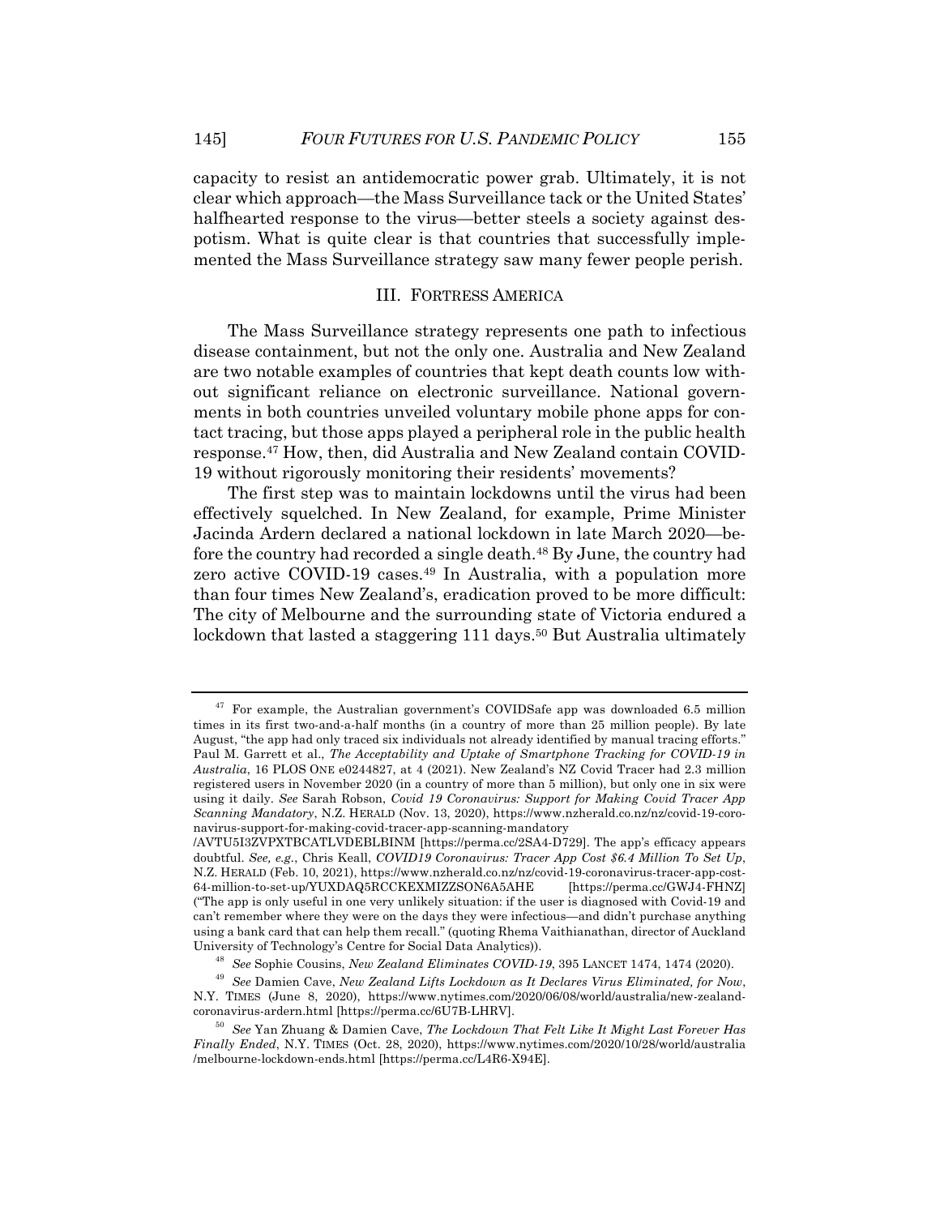capacity to resist an antidemocratic power grab. Ultimately, it is not clear which approach—the Mass Surveillance tack or the United States' halfhearted response to the virus—better steels a society against despotism. What is quite clear is that countries that successfully implemented the Mass Surveillance strategy saw many fewer people perish.

## III. FORTRESS AMERICA

The Mass Surveillance strategy represents one path to infectious disease containment, but not the only one. Australia and New Zealand are two notable examples of countries that kept death counts low without significant reliance on electronic surveillance. National governments in both countries unveiled voluntary mobile phone apps for contact tracing, but those apps played a peripheral role in the public health response.[47] How, then, did Australia and New Zealand contain COVID-19 without rigorously monitoring their residents' movements?

The first step was to maintain lockdowns until the virus had been effectively squelched. In New Zealand, for example, Prime Minister Jacinda Ardern declared a national lockdown in late March 2020—before the country had recorded a single death.[48] By June, the country had zero active COVID-19 cases.[49] In Australia, with a population more than four times New Zealand's, eradication proved to be more difficult: The city of Melbourne and the surrounding state of Victoria endured a lockdown that lasted a staggering 111 days.[50] But Australia ultimately

---

[47] For example, the Australian government's COVIDSafe app was downloaded 6.5 million times in its first two-and-a-half months (in a country of more than 25 million people). By late August, "the app had only traced six individuals not already identified by manual tracing efforts." Paul M. Garrett et al., *The Acceptability and Uptake of Smartphone Tracking for COVID-19 in Australia*, 16 PLOS ONE e0244827, at 4 (2021). New Zealand's NZ Covid Tracer had 2.3 million registered users in November 2020 (in a country of more than 5 million), but only one in six were using it daily. *See* Sarah Robson, *Covid 19 Coronavirus: Support for Making Covid Tracer App Scanning Mandatory*, N.Z. HERALD (Nov. 13, 2020), https://www.nzherald.co.nz/nz/covid-19-coronavirus-support-for-making-covid-tracer-app-scanning-mandatory/AVTU5I3ZVPXTBCATLVDEBLBINM [https://perma.cc/2SA4-D729]. The app's efficacy appears doubtful. *See, e.g.*, Chris Keall, *COVID19 Coronavirus: Tracer App Cost $6.4 Million To Set Up*, N.Z. HERALD (Feb. 10, 2021), https://www.nzherald.co.nz/nz/covid-19-coronavirus-tracer-app-cost-64-million-to-set-up/YUXDAQ5RCCKEXMIZZSON6A5AHE [https://perma.cc/GWJ4-FHNZ] ("The app is only useful in one very unlikely situation: if the user is diagnosed with Covid-19 and can't remember where they were on the days they were infectious—and didn't purchase anything using a bank card that can help them recall." (quoting Rhema Vaithianathan, director of Auckland University of Technology's Centre for Social Data Analytics)).

[48] *See* Sophie Cousins, *New Zealand Eliminates COVID-19*, 395 LANCET 1474, 1474 (2020).

[49] *See* Damien Cave, *New Zealand Lifts Lockdown as It Declares Virus Eliminated, for Now*, N.Y. TIMES (June 8, 2020), https://www.nytimes.com/2020/06/08/world/australia/new-zealand-coronavirus-ardern.html [https://perma.cc/6U7B-LHRV].

[50] *See* Yan Zhuang & Damien Cave, *The Lockdown That Felt Like It Might Last Forever Has Finally Ended*, N.Y. TIMES (Oct. 28, 2020), https://www.nytimes.com/2020/10/28/world/australia/melbourne-lockdown-ends.html [https://perma.cc/L4R6-X94E].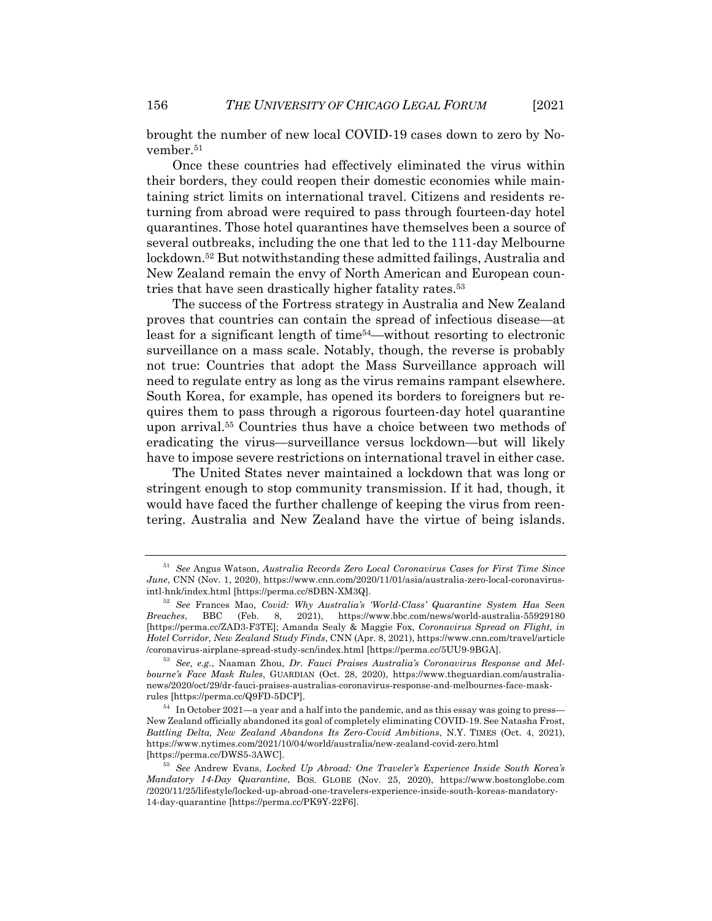brought the number of new local COVID-19 cases down to zero by November.[51]

Once these countries had effectively eliminated the virus within their borders, they could reopen their domestic economies while maintaining strict limits on international travel. Citizens and residents returning from abroad were required to pass through fourteen-day hotel quarantines. Those hotel quarantines have themselves been a source of several outbreaks, including the one that led to the 111-day Melbourne lockdown.[52] But notwithstanding these admitted failings, Australia and New Zealand remain the envy of North American and European countries that have seen drastically higher fatality rates.[53]

The success of the Fortress strategy in Australia and New Zealand proves that countries can contain the spread of infectious disease—at least for a significant length of time[54]—without resorting to electronic surveillance on a mass scale. Notably, though, the reverse is probably not true: Countries that adopt the Mass Surveillance approach will need to regulate entry as long as the virus remains rampant elsewhere. South Korea, for example, has opened its borders to foreigners but requires them to pass through a rigorous fourteen-day hotel quarantine upon arrival.[55] Countries thus have a choice between two methods of eradicating the virus—surveillance versus lockdown—but will likely have to impose severe restrictions on international travel in either case.

The United States never maintained a lockdown that was long or stringent enough to stop community transmission. If it had, though, it would have faced the further challenge of keeping the virus from reentering. Australia and New Zealand have the virtue of being islands.

---

[51] *See* Angus Watson, *Australia Records Zero Local Coronavirus Cases for First Time Since June*, CNN (Nov. 1, 2020), https://www.cnn.com/2020/11/01/asia/australia-zero-local-coronavirus-intl-hnk/index.html [https://perma.cc/8DBN-XM3Q].

[52] *See* Frances Mao, *Covid: Why Australia's 'World-Class' Quarantine System Has Seen Breaches*, BBC (Feb. 8, 2021), https://www.bbc.com/news/world-australia-55929180 [https://perma.cc/ZAD3-F3TE]; Amanda Sealy & Maggie Fox, *Coronavirus Spread on Flight, in Hotel Corridor, New Zealand Study Finds*, CNN (Apr. 8, 2021), https://www.cnn.com/travel/article/coronavirus-airplane-spread-study-scn/index.html [https://perma.cc/5UU9-9BGA].

[53] *See, e.g.*, Naaman Zhou, *Dr. Fauci Praises Australia's Coronavirus Response and Melbourne's Face Mask Rules*, GUARDIAN (Oct. 28, 2020), https://www.theguardian.com/australia-news/2020/oct/29/dr-fauci-praises-australias-coronavirus-response-and-melbournes-face-mask-rules [https://perma.cc/Q9FD-5DCP].

[54] In October 2021—a year and a half into the pandemic, and as this essay was going to press—New Zealand officially abandoned its goal of completely eliminating COVID-19. See Natasha Frost, *Battling Delta, New Zealand Abandons Its Zero-Covid Ambitions*, N.Y. TIMES (Oct. 4, 2021), https://www.nytimes.com/2021/10/04/world/australia/new-zealand-covid-zero.html [https://perma.cc/DWS5-3AWC].

[55] *See* Andrew Evans, *Locked Up Abroad: One Traveler's Experience Inside South Korea's Mandatory 14-Day Quarantine*, BOS. GLOBE (Nov. 25, 2020), https://www.bostonglobe.com/2020/11/25/lifestyle/locked-up-abroad-one-travelers-experience-inside-south-koreas-mandatory-14-day-quarantine [https://perma.cc/PK9Y-22F6].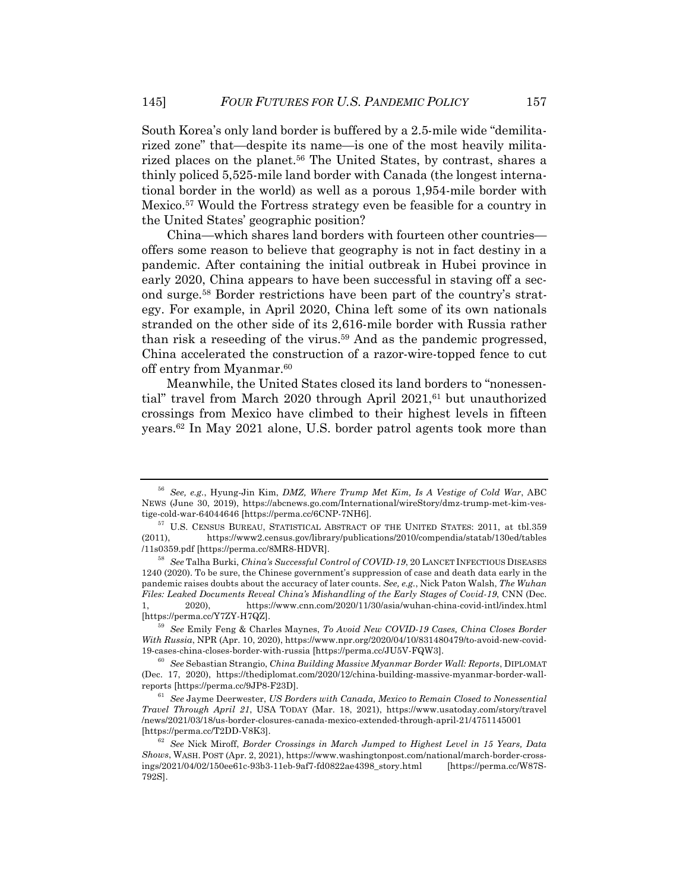South Korea's only land border is buffered by a 2.5-mile wide "demilitarized zone" that—despite its name—is one of the most heavily militarized places on the planet.[56] The United States, by contrast, shares a thinly policed 5,525-mile land border with Canada (the longest international border in the world) as well as a porous 1,954-mile border with Mexico.[57] Would the Fortress strategy even be feasible for a country in the United States' geographic position?

China—which shares land borders with fourteen other countries—offers some reason to believe that geography is not in fact destiny in a pandemic. After containing the initial outbreak in Hubei province in early 2020, China appears to have been successful in staving off a second surge.[58] Border restrictions have been part of the country's strategy. For example, in April 2020, China left some of its own nationals stranded on the other side of its 2,616-mile border with Russia rather than risk a reseeding of the virus.[59] And as the pandemic progressed, China accelerated the construction of a razor-wire-topped fence to cut off entry from Myanmar.[60]

Meanwhile, the United States closed its land borders to "nonessential" travel from March 2020 through April 2021,[61] but unauthorized crossings from Mexico have climbed to their highest levels in fifteen years.[62] In May 2021 alone, U.S. border patrol agents took more than

---

[56] *See, e.g.*, Hyung-Jin Kim, *DMZ, Where Trump Met Kim, Is A Vestige of Cold War*, ABC NEWS (June 30, 2019), https://abcnews.go.com/International/wireStory/dmz-trump-met-kim-vestige-cold-war-64044646 [https://perma.cc/6CNP-7NH6].

[57] U.S. CENSUS BUREAU, STATISTICAL ABSTRACT OF THE UNITED STATES: 2011, at tbl.359 (2011), https://www2.census.gov/library/publications/2010/compendia/statab/130ed/tables/11s0359.pdf [https://perma.cc/8MR8-HDVR].

[58] *See* Talha Burki, *China's Successful Control of COVID-19*, 20 LANCET INFECTIOUS DISEASES 1240 (2020). To be sure, the Chinese government's suppression of case and death data early in the pandemic raises doubts about the accuracy of later counts. *See, e.g.*, Nick Paton Walsh, *The Wuhan Files: Leaked Documents Reveal China's Mishandling of the Early Stages of Covid-19*, CNN (Dec. 1, 2020), https://www.cnn.com/2020/11/30/asia/wuhan-china-covid-intl/index.html [https://perma.cc/Y7ZY-H7QZ].

[59] *See* Emily Feng & Charles Maynes, *To Avoid New COVID-19 Cases, China Closes Border With Russia*, NPR (Apr. 10, 2020), https://www.npr.org/2020/04/10/831480479/to-avoid-new-covid-19-cases-china-closes-border-with-russia [https://perma.cc/JU5V-FQW3].

[60] *See* Sebastian Strangio, *China Building Massive Myanmar Border Wall: Reports*, DIPLOMAT (Dec. 17, 2020), https://thediplomat.com/2020/12/china-building-massive-myanmar-border-wall-reports [https://perma.cc/9JP8-F23D].

[61] *See* Jayme Deerwester, *US Borders with Canada, Mexico to Remain Closed to Nonessential Travel Through April 21*, USA TODAY (Mar. 18, 2021), https://www.usatoday.com/story/travel/news/2021/03/18/us-border-closures-canada-mexico-extended-through-april-21/4751145001 [https://perma.cc/T2DD-V8K3].

[62] *See* Nick Miroff, *Border Crossings in March Jumped to Highest Level in 15 Years, Data Shows*, WASH. POST (Apr. 2, 2021), https://www.washingtonpost.com/national/march-border-crossings/2021/04/02/150ee61c-93b3-11eb-9af7-fd0822ae4398_story.html [https://perma.cc/W87S-792S].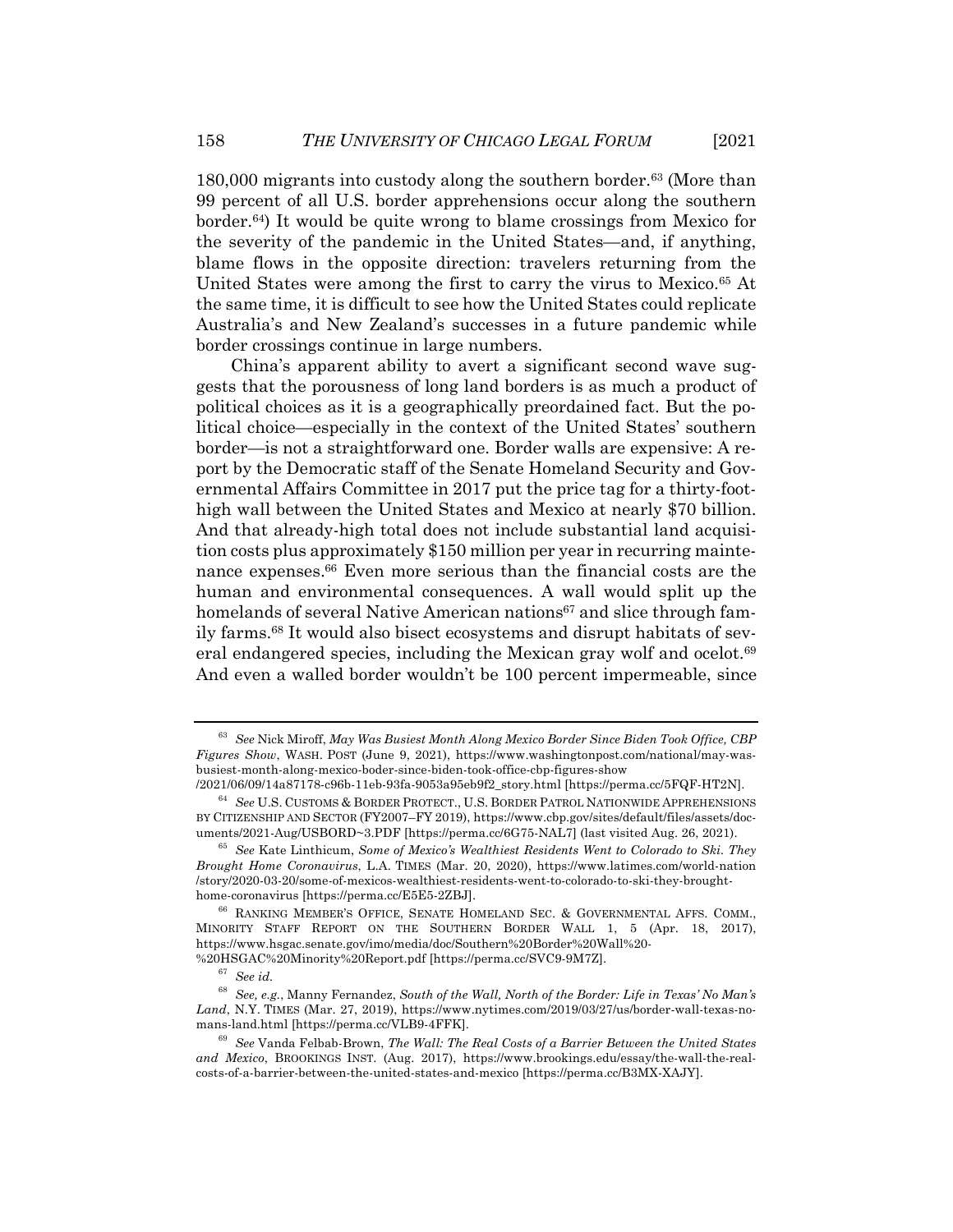180,000 migrants into custody along the southern border.[63] (More than 99 percent of all U.S. border apprehensions occur along the southern border.[64]) It would be quite wrong to blame crossings from Mexico for the severity of the pandemic in the United States—and, if anything, blame flows in the opposite direction: travelers returning from the United States were among the first to carry the virus to Mexico.[65] At the same time, it is difficult to see how the United States could replicate Australia's and New Zealand's successes in a future pandemic while border crossings continue in large numbers.

China's apparent ability to avert a significant second wave suggests that the porousness of long land borders is as much a product of political choices as it is a geographically preordained fact. But the political choice—especially in the context of the United States' southern border—is not a straightforward one. Border walls are expensive: A report by the Democratic staff of the Senate Homeland Security and Governmental Affairs Committee in 2017 put the price tag for a thirty-foot-high wall between the United States and Mexico at nearly $70 billion. And that already-high total does not include substantial land acquisition costs plus approximately $150 million per year in recurring maintenance expenses.[66] Even more serious than the financial costs are the human and environmental consequences. A wall would split up the homelands of several Native American nations[67] and slice through family farms.[68] It would also bisect ecosystems and disrupt habitats of several endangered species, including the Mexican gray wolf and ocelot.[69] And even a walled border wouldn't be 100 percent impermeable, since

---

[63] *See* Nick Miroff, *May Was Busiest Month Along Mexico Border Since Biden Took Office, CBP Figures Show*, WASH. POST (June 9, 2021), https://www.washingtonpost.com/national/may-was-busiest-month-along-mexico-boder-since-biden-took-office-cbp-figures-show/2021/06/09/14a87178-c96b-11eb-93fa-9053a95eb9f2_story.html [https://perma.cc/5FQF-HT2N].

[64] *See* U.S. CUSTOMS & BORDER PROTECT., U.S. BORDER PATROL NATIONWIDE APPREHENSIONS BY CITIZENSHIP AND SECTOR (FY2007–FY 2019), https://www.cbp.gov/sites/default/files/assets/documents/2021-Aug/USBORD~3.PDF [https://perma.cc/6G75-NAL7] (last visited Aug. 26, 2021).

[65] *See* Kate Linthicum, *Some of Mexico's Wealthiest Residents Went to Colorado to Ski. They Brought Home Coronavirus*, L.A. TIMES (Mar. 20, 2020), https://www.latimes.com/world-nation/story/2020-03-20/some-of-mexicos-wealthiest-residents-went-to-colorado-to-ski-they-brought-home-coronavirus [https://perma.cc/E5E5-2ZBJ].

[66] RANKING MEMBER'S OFFICE, SENATE HOMELAND SEC. & GOVERNMENTAL AFFS. COMM., MINORITY STAFF REPORT ON THE SOUTHERN BORDER WALL 1, 5 (Apr. 18, 2017), https://www.hsgac.senate.gov/imo/media/doc/Southern%20Border%20Wall%20-%20HSGAC%20Minority%20Report.pdf [https://perma.cc/SVC9-9M7Z].

[67] *See id.*

[68] *See, e.g.*, Manny Fernandez, *South of the Wall, North of the Border: Life in Texas' No Man's Land*, N.Y. TIMES (Mar. 27, 2019), https://www.nytimes.com/2019/03/27/us/border-wall-texas-no-mans-land.html [https://perma.cc/VLB9-4FFK].

[69] *See* Vanda Felbab-Brown, *The Wall: The Real Costs of a Barrier Between the United States and Mexico*, BROOKINGS INST. (Aug. 2017), https://www.brookings.edu/essay/the-wall-the-real-costs-of-a-barrier-between-the-united-states-and-mexico [https://perma.cc/B3MX-XAJY].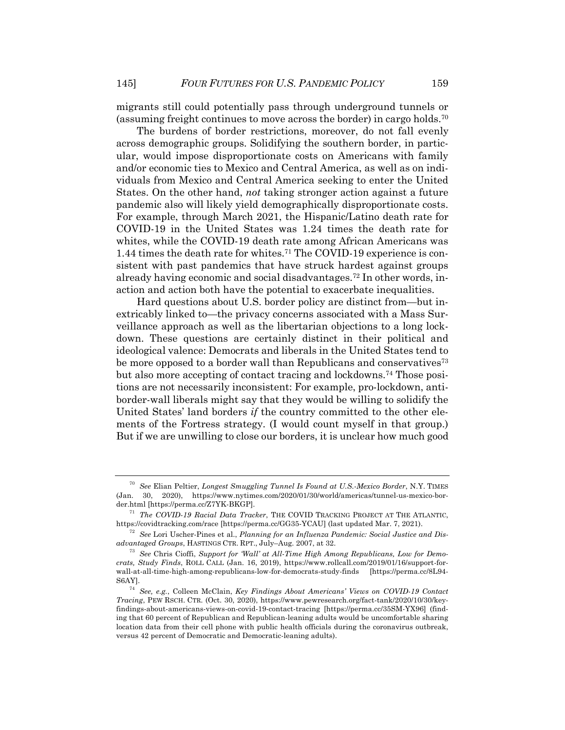migrants still could potentially pass through underground tunnels or (assuming freight continues to move across the border) in cargo holds.[70]

The burdens of border restrictions, moreover, do not fall evenly across demographic groups. Solidifying the southern border, in particular, would impose disproportionate costs on Americans with family and/or economic ties to Mexico and Central America, as well as on individuals from Mexico and Central America seeking to enter the United States. On the other hand, *not* taking stronger action against a future pandemic also will likely yield demographically disproportionate costs. For example, through March 2021, the Hispanic/Latino death rate for COVID-19 in the United States was 1.24 times the death rate for whites, while the COVID-19 death rate among African Americans was 1.44 times the death rate for whites.[71] The COVID-19 experience is consistent with past pandemics that have struck hardest against groups already having economic and social disadvantages.[72] In other words, inaction and action both have the potential to exacerbate inequalities.

Hard questions about U.S. border policy are distinct from—but inextricably linked to—the privacy concerns associated with a Mass Surveillance approach as well as the libertarian objections to a long lockdown. These questions are certainly distinct in their political and ideological valence: Democrats and liberals in the United States tend to be more opposed to a border wall than Republicans and conservatives[73] but also more accepting of contact tracing and lockdowns.[74] Those positions are not necessarily inconsistent: For example, pro-lockdown, anti-border-wall liberals might say that they would be willing to solidify the United States' land borders *if* the country committed to the other elements of the Fortress strategy. (I would count myself in that group.) But if we are unwilling to close our borders, it is unclear how much good

---

[70] *See* Elian Peltier, *Longest Smuggling Tunnel Is Found at U.S.-Mexico Border*, N.Y. TIMES (Jan. 30, 2020), https://www.nytimes.com/2020/01/30/world/americas/tunnel-us-mexico-border.html [https://perma.cc/Z7YK-BKGP].

[71] *The COVID-19 Racial Data Tracker*, THE COVID TRACKING PROJECT AT THE ATLANTIC, https://covidtracking.com/race [https://perma.cc/GG35-YCAU] (last updated Mar. 7, 2021).

[72] *See* Lori Uscher-Pines et al., *Planning for an Influenza Pandemic: Social Justice and Disadvantaged Groups*, HASTINGS CTR. RPT., July–Aug. 2007, at 32.

[73] *See* Chris Cioffi, *Support for 'Wall' at All-Time High Among Republicans, Low for Democrats, Study Finds*, ROLL CALL (Jan. 16, 2019), https://www.rollcall.com/2019/01/16/support-for-wall-at-all-time-high-among-republicans-low-for-democrats-study-finds [https://perma.cc/8L94-S6AY].

[74] *See, e.g.*, Colleen McClain, *Key Findings About Americans' Views on COVID-19 Contact Tracing*, PEW RSCH. CTR. (Oct. 30, 2020), https://www.pewresearch.org/fact-tank/2020/10/30/key-findings-about-americans-views-on-covid-19-contact-tracing [https://perma.cc/35SM-YX96] (finding that 60 percent of Republican and Republican-leaning adults would be uncomfortable sharing location data from their cell phone with public health officials during the coronavirus outbreak, versus 42 percent of Democratic and Democratic-leaning adults).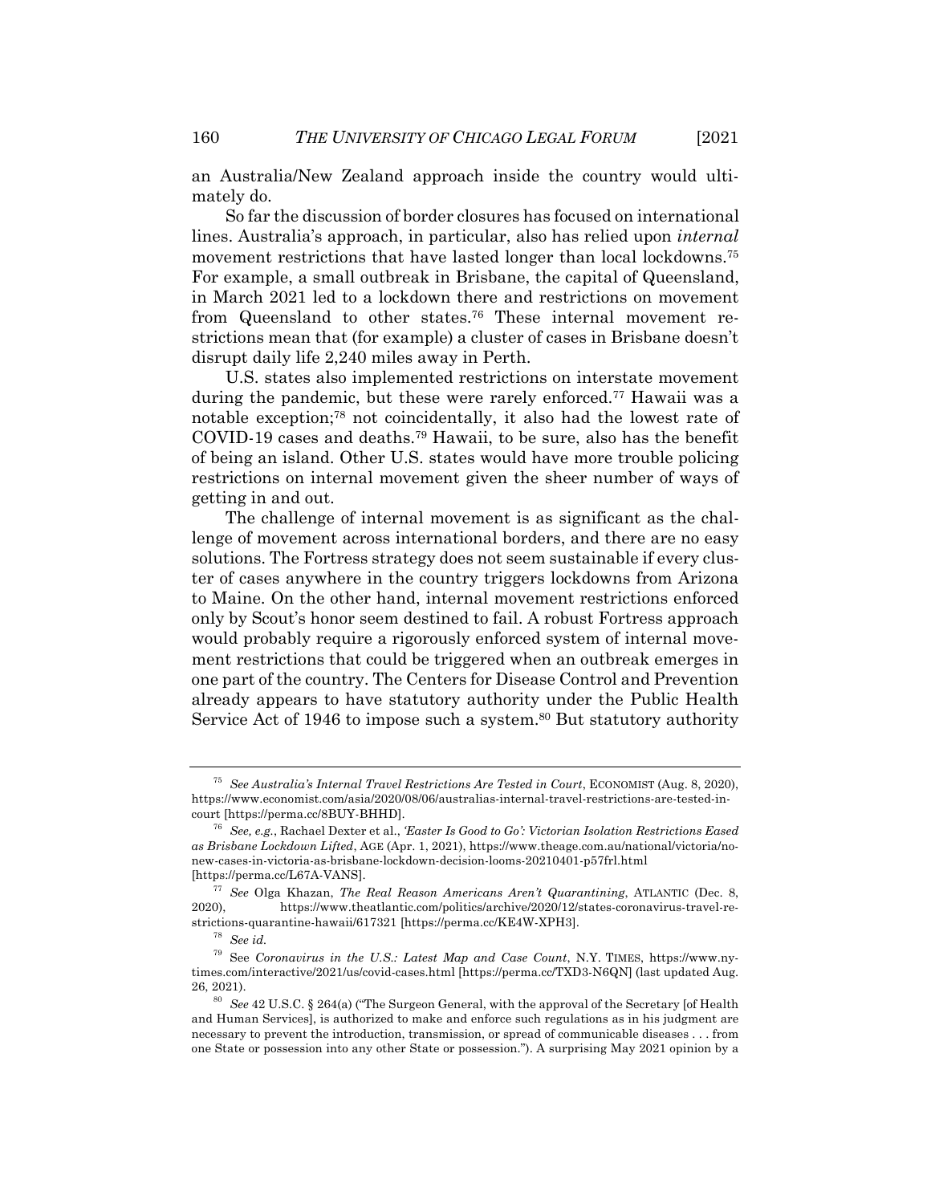an Australia/New Zealand approach inside the country would ultimately do.

So far the discussion of border closures has focused on international lines. Australia's approach, in particular, also has relied upon *internal* movement restrictions that have lasted longer than local lockdowns.[75] For example, a small outbreak in Brisbane, the capital of Queensland, in March 2021 led to a lockdown there and restrictions on movement from Queensland to other states.[76] These internal movement restrictions mean that (for example) a cluster of cases in Brisbane doesn't disrupt daily life 2,240 miles away in Perth.

U.S. states also implemented restrictions on interstate movement during the pandemic, but these were rarely enforced.[77] Hawaii was a notable exception;[78] not coincidentally, it also had the lowest rate of COVID-19 cases and deaths.[79] Hawaii, to be sure, also has the benefit of being an island. Other U.S. states would have more trouble policing restrictions on internal movement given the sheer number of ways of getting in and out.

The challenge of internal movement is as significant as the challenge of movement across international borders, and there are no easy solutions. The Fortress strategy does not seem sustainable if every cluster of cases anywhere in the country triggers lockdowns from Arizona to Maine. On the other hand, internal movement restrictions enforced only by Scout's honor seem destined to fail. A robust Fortress approach would probably require a rigorously enforced system of internal movement restrictions that could be triggered when an outbreak emerges in one part of the country. The Centers for Disease Control and Prevention already appears to have statutory authority under the Public Health Service Act of 1946 to impose such a system.[80] But statutory authority

---

[75] *See Australia's Internal Travel Restrictions Are Tested in Court*, ECONOMIST (Aug. 8, 2020), https://www.economist.com/asia/2020/08/06/australias-internal-travel-restrictions-are-tested-in-court [https://perma.cc/8BUY-BHHD].

[76] *See, e.g.*, Rachael Dexter et al., *'Easter Is Good to Go': Victorian Isolation Restrictions Eased as Brisbane Lockdown Lifted*, AGE (Apr. 1, 2021), https://www.theage.com.au/national/victoria/no-new-cases-in-victoria-as-brisbane-lockdown-decision-looms-20210401-p57frl.html [https://perma.cc/L67A-VANS].

[77] *See* Olga Khazan, *The Real Reason Americans Aren't Quarantining*, ATLANTIC (Dec. 8, 2020), https://www.theatlantic.com/politics/archive/2020/12/states-coronavirus-travel-restrictions-quarantine-hawaii/617321 [https://perma.cc/KE4W-XPH3].

[78] *See id.*

[79] See *Coronavirus in the U.S.: Latest Map and Case Count*, N.Y. TIMES, https://www.nytimes.com/interactive/2021/us/covid-cases.html [https://perma.cc/TXD3-N6QN] (last updated Aug. 26, 2021).

[80] *See* 42 U.S.C. § 264(a) ("The Surgeon General, with the approval of the Secretary [of Health and Human Services], is authorized to make and enforce such regulations as in his judgment are necessary to prevent the introduction, transmission, or spread of communicable diseases . . . from one State or possession into any other State or possession."). A surprising May 2021 opinion by a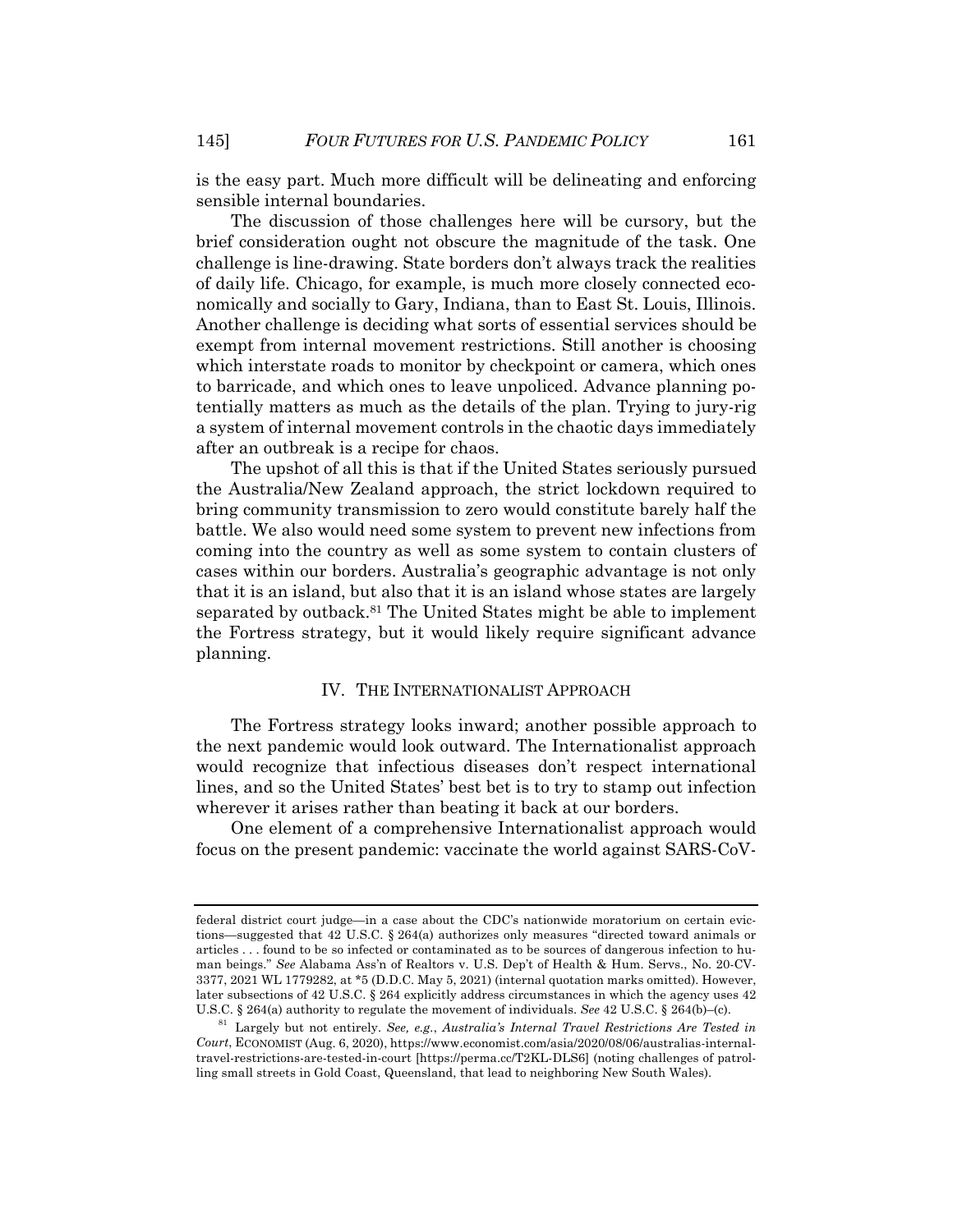is the easy part. Much more difficult will be delineating and enforcing sensible internal boundaries.

The discussion of those challenges here will be cursory, but the brief consideration ought not obscure the magnitude of the task. One challenge is line-drawing. State borders don't always track the realities of daily life. Chicago, for example, is much more closely connected economically and socially to Gary, Indiana, than to East St. Louis, Illinois. Another challenge is deciding what sorts of essential services should be exempt from internal movement restrictions. Still another is choosing which interstate roads to monitor by checkpoint or camera, which ones to barricade, and which ones to leave unpoliced. Advance planning potentially matters as much as the details of the plan. Trying to jury-rig a system of internal movement controls in the chaotic days immediately after an outbreak is a recipe for chaos.

The upshot of all this is that if the United States seriously pursued the Australia/New Zealand approach, the strict lockdown required to bring community transmission to zero would constitute barely half the battle. We also would need some system to prevent new infections from coming into the country as well as some system to contain clusters of cases within our borders. Australia's geographic advantage is not only that it is an island, but also that it is an island whose states are largely separated by outback.[81] The United States might be able to implement the Fortress strategy, but it would likely require significant advance planning.

## IV. THE INTERNATIONALIST APPROACH

The Fortress strategy looks inward; another possible approach to the next pandemic would look outward. The Internationalist approach would recognize that infectious diseases don't respect international lines, and so the United States' best bet is to try to stamp out infection wherever it arises rather than beating it back at our borders.

One element of a comprehensive Internationalist approach would focus on the present pandemic: vaccinate the world against SARS-CoV-

---

federal district court judge—in a case about the CDC's nationwide moratorium on certain evictions—suggested that 42 U.S.C. § 264(a) authorizes only measures "directed toward animals or articles . . . found to be so infected or contaminated as to be sources of dangerous infection to human beings." *See* Alabama Ass'n of Realtors v. U.S. Dep't of Health & Hum. Servs., No. 20-CV-3377, 2021 WL 1779282, at *5 (D.D.C. May 5, 2021) (internal quotation marks omitted). However, later subsections of 42 U.S.C. § 264 explicitly address circumstances in which the agency uses 42 U.S.C. § 264(a) authority to regulate the movement of individuals. *See* 42 U.S.C. § 264(b)–(c).

[81] Largely but not entirely. *See, e.g.*, *Australia's Internal Travel Restrictions Are Tested in Court*, ECONOMIST (Aug. 6, 2020), https://www.economist.com/asia/2020/08/06/australias-internal-travel-restrictions-are-tested-in-court [https://perma.cc/T2KL-DLS6] (noting challenges of patrolling small streets in Gold Coast, Queensland, that lead to neighboring New South Wales).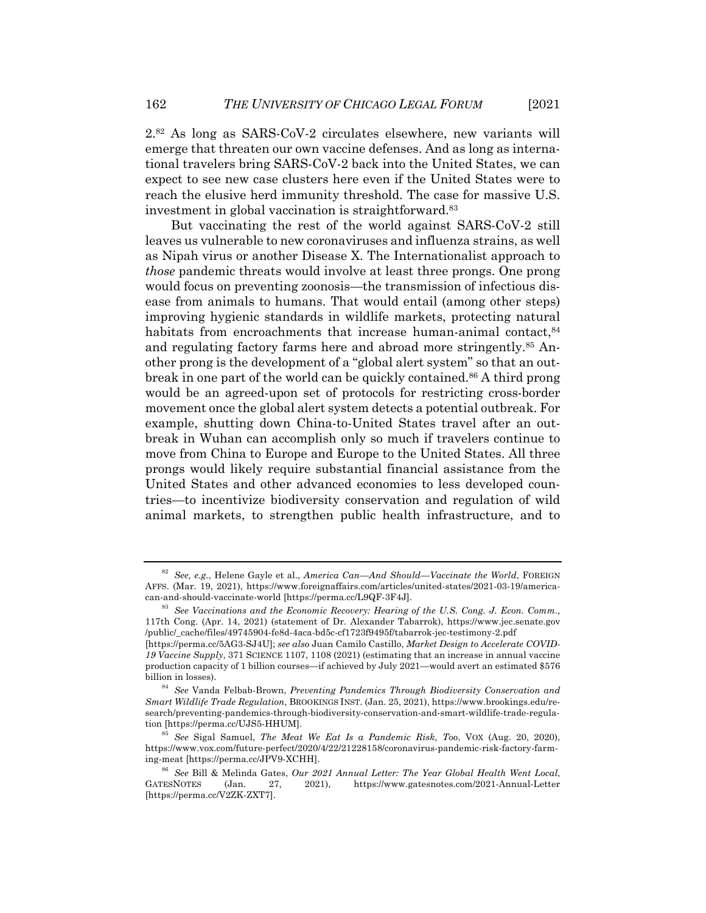2.[82] As long as SARS-CoV-2 circulates elsewhere, new variants will emerge that threaten our own vaccine defenses. And as long as international travelers bring SARS-CoV-2 back into the United States, we can expect to see new case clusters here even if the United States were to reach the elusive herd immunity threshold. The case for massive U.S. investment in global vaccination is straightforward.[83]

But vaccinating the rest of the world against SARS-CoV-2 still leaves us vulnerable to new coronaviruses and influenza strains, as well as Nipah virus or another Disease X. The Internationalist approach to *those* pandemic threats would involve at least three prongs. One prong would focus on preventing zoonosis—the transmission of infectious disease from animals to humans. That would entail (among other steps) improving hygienic standards in wildlife markets, protecting natural habitats from encroachments that increase human-animal contact,[84] and regulating factory farms here and abroad more stringently.[85] Another prong is the development of a "global alert system" so that an outbreak in one part of the world can be quickly contained.[86] A third prong would be an agreed-upon set of protocols for restricting cross-border movement once the global alert system detects a potential outbreak. For example, shutting down China-to-United States travel after an outbreak in Wuhan can accomplish only so much if travelers continue to move from China to Europe and Europe to the United States. All three prongs would likely require substantial financial assistance from the United States and other advanced economies to less developed countries—to incentivize biodiversity conservation and regulation of wild animal markets, to strengthen public health infrastructure, and to

---

[82] *See, e.g.*, Helene Gayle et al., *America Can—And Should—Vaccinate the World*, FOREIGN AFFS. (Mar. 19, 2021), https://www.foreignaffairs.com/articles/united-states/2021-03-19/america-can-and-should-vaccinate-world [https://perma.cc/L9QF-3F4J].

[83] *See Vaccinations and the Economic Recovery: Hearing of the U.S. Cong. J. Econ. Comm.*, 117th Cong. (Apr. 14, 2021) (statement of Dr. Alexander Tabarrok), https://www.jec.senate.gov/public/_cache/files/49745904-fe8d-4aca-bd5c-cf1723f9495f/tabarrok-jec-testimony-2.pdf [https://perma.cc/5AG3-SJ4U]; *see also* Juan Camilo Castillo, *Market Design to Accelerate COVID-19 Vaccine Supply*, 371 SCIENCE 1107, 1108 (2021) (estimating that an increase in annual vaccine production capacity of 1 billion courses—if achieved by July 2021—would avert an estimated $576 billion in losses).

[84] *See* Vanda Felbab-Brown, *Preventing Pandemics Through Biodiversity Conservation and Smart Wildlife Trade Regulation*, BROOKINGS INST. (Jan. 25, 2021), https://www.brookings.edu/research/preventing-pandemics-through-biodiversity-conservation-and-smart-wildlife-trade-regulation [https://perma.cc/UJS5-HHUM].

[85] *See* Sigal Samuel, *The Meat We Eat Is a Pandemic Risk, Too*, VOX (Aug. 20, 2020), https://www.vox.com/future-perfect/2020/4/22/21228158/coronavirus-pandemic-risk-factory-farming-meat [https://perma.cc/JPV9-XCHH].

[86] *See* Bill & Melinda Gates, *Our 2021 Annual Letter: The Year Global Health Went Local*, GATESNOTES (Jan. 27, 2021), https://www.gatesnotes.com/2021-Annual-Letter [https://perma.cc/V2ZK-ZXT7].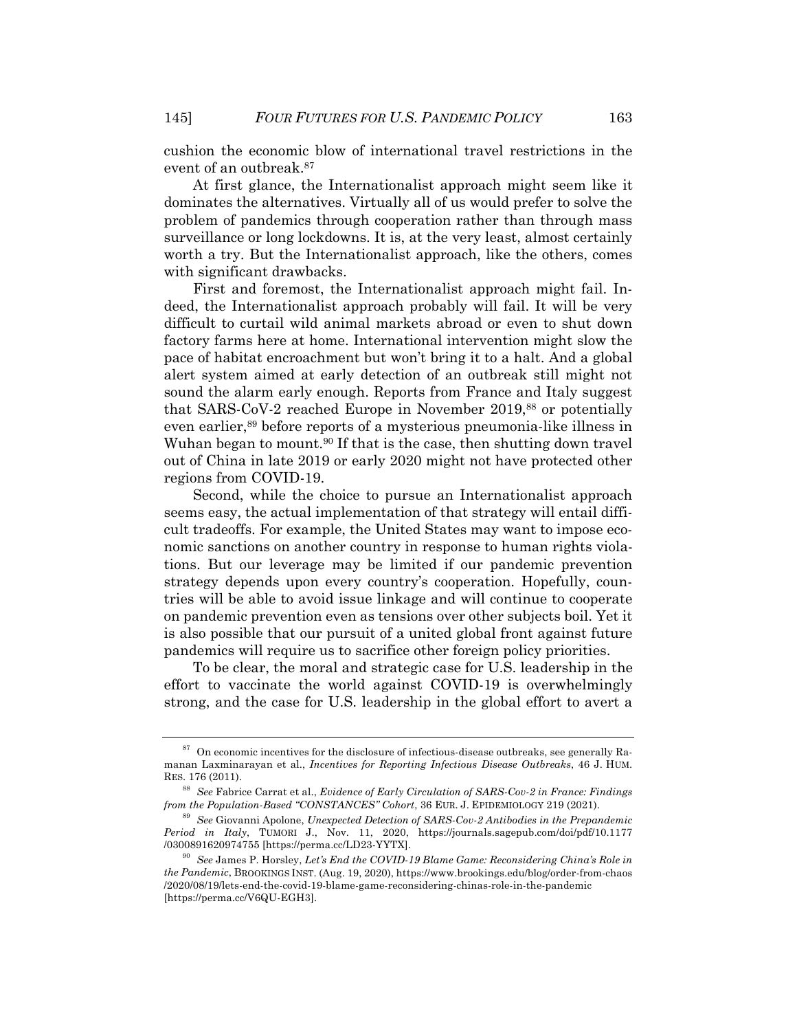cushion the economic blow of international travel restrictions in the event of an outbreak.[87]

At first glance, the Internationalist approach might seem like it dominates the alternatives. Virtually all of us would prefer to solve the problem of pandemics through cooperation rather than through mass surveillance or long lockdowns. It is, at the very least, almost certainly worth a try. But the Internationalist approach, like the others, comes with significant drawbacks.

First and foremost, the Internationalist approach might fail. Indeed, the Internationalist approach probably will fail. It will be very difficult to curtail wild animal markets abroad or even to shut down factory farms here at home. International intervention might slow the pace of habitat encroachment but won't bring it to a halt. And a global alert system aimed at early detection of an outbreak still might not sound the alarm early enough. Reports from France and Italy suggest that SARS-CoV-2 reached Europe in November 2019,[88] or potentially even earlier,[89] before reports of a mysterious pneumonia-like illness in Wuhan began to mount.[90] If that is the case, then shutting down travel out of China in late 2019 or early 2020 might not have protected other regions from COVID-19.

Second, while the choice to pursue an Internationalist approach seems easy, the actual implementation of that strategy will entail difficult tradeoffs. For example, the United States may want to impose economic sanctions on another country in response to human rights violations. But our leverage may be limited if our pandemic prevention strategy depends upon every country's cooperation. Hopefully, countries will be able to avoid issue linkage and will continue to cooperate on pandemic prevention even as tensions over other subjects boil. Yet it is also possible that our pursuit of a united global front against future pandemics will require us to sacrifice other foreign policy priorities.

To be clear, the moral and strategic case for U.S. leadership in the effort to vaccinate the world against COVID-19 is overwhelmingly strong, and the case for U.S. leadership in the global effort to avert a

---

[87] On economic incentives for the disclosure of infectious-disease outbreaks, see generally Ramanan Laxminarayan et al., *Incentives for Reporting Infectious Disease Outbreaks*, 46 J. HUM. RES. 176 (2011).

[88] *See* Fabrice Carrat et al., *Evidence of Early Circulation of SARS-Cov-2 in France: Findings from the Population-Based "CONSTANCES" Cohort*, 36 EUR. J. EPIDEMIOLOGY 219 (2021).

[89] *See* Giovanni Apolone, *Unexpected Detection of SARS-Cov-2 Antibodies in the Prepandemic Period in Italy*, TUMORI J., Nov. 11, 2020, https://journals.sagepub.com/doi/pdf/10.1177/0300891620974755 [https://perma.cc/LD23-YYTX].

[90] *See* James P. Horsley, *Let's End the COVID-19 Blame Game: Reconsidering China's Role in the Pandemic*, BROOKINGS INST. (Aug. 19, 2020), https://www.brookings.edu/blog/order-from-chaos/2020/08/19/lets-end-the-covid-19-blame-game-reconsidering-chinas-role-in-the-pandemic [https://perma.cc/V6QU-EGH3].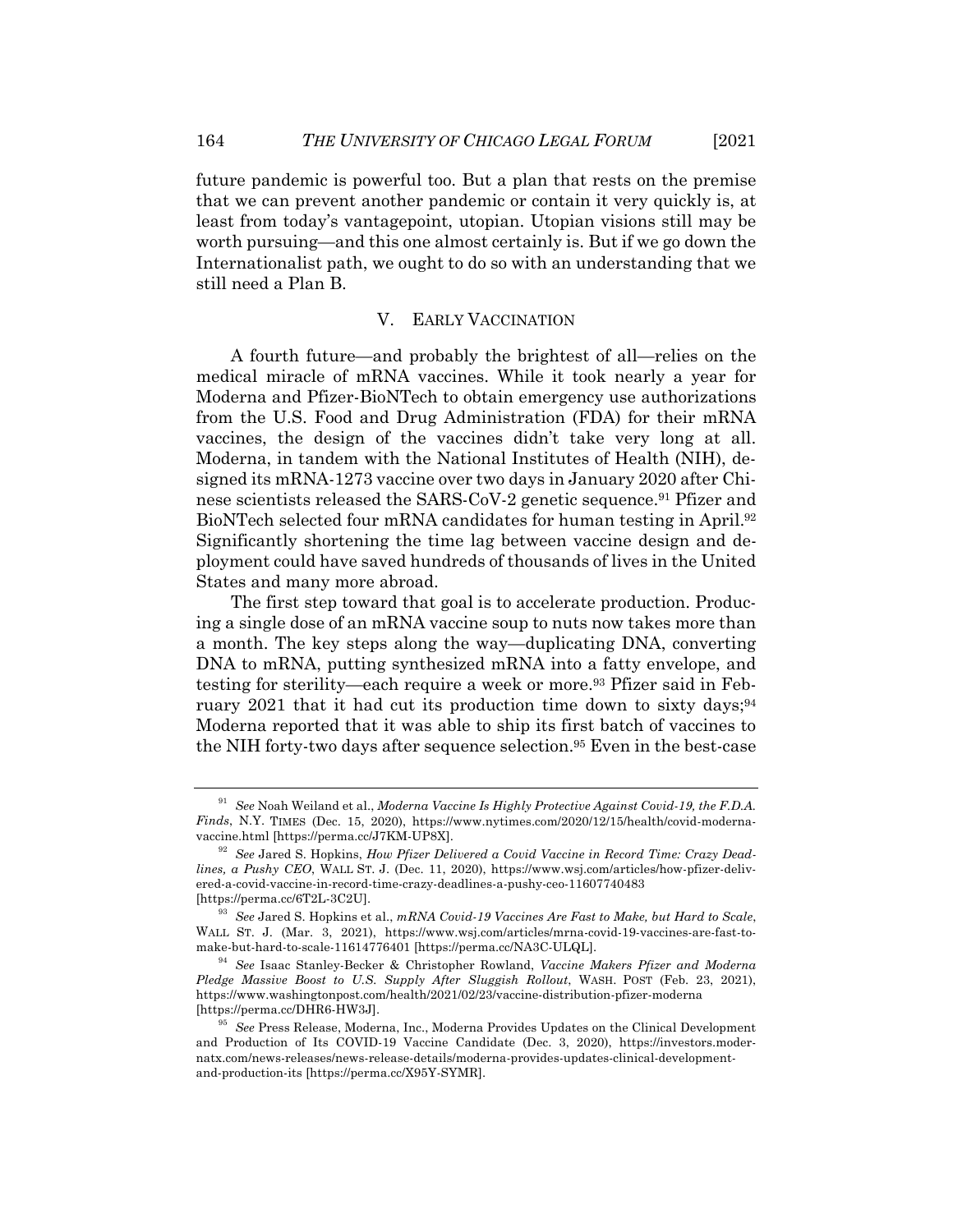future pandemic is powerful too. But a plan that rests on the premise that we can prevent another pandemic or contain it very quickly is, at least from today's vantagepoint, utopian. Utopian visions still may be worth pursuing—and this one almost certainly is. But if we go down the Internationalist path, we ought to do so with an understanding that we still need a Plan B.

## V. EARLY VACCINATION

A fourth future—and probably the brightest of all—relies on the medical miracle of mRNA vaccines. While it took nearly a year for Moderna and Pfizer-BioNTech to obtain emergency use authorizations from the U.S. Food and Drug Administration (FDA) for their mRNA vaccines, the design of the vaccines didn't take very long at all. Moderna, in tandem with the National Institutes of Health (NIH), designed its mRNA-1273 vaccine over two days in January 2020 after Chinese scientists released the SARS-CoV-2 genetic sequence.[91] Pfizer and BioNTech selected four mRNA candidates for human testing in April.[92] Significantly shortening the time lag between vaccine design and deployment could have saved hundreds of thousands of lives in the United States and many more abroad.

The first step toward that goal is to accelerate production. Producing a single dose of an mRNA vaccine soup to nuts now takes more than a month. The key steps along the way—duplicating DNA, converting DNA to mRNA, putting synthesized mRNA into a fatty envelope, and testing for sterility—each require a week or more.[93] Pfizer said in February 2021 that it had cut its production time down to sixty days;[94] Moderna reported that it was able to ship its first batch of vaccines to the NIH forty-two days after sequence selection.[95] Even in the best-case

---

[91] *See* Noah Weiland et al., *Moderna Vaccine Is Highly Protective Against Covid-19, the F.D.A. Finds*, N.Y. TIMES (Dec. 15, 2020), https://www.nytimes.com/2020/12/15/health/covid-moderna-vaccine.html [https://perma.cc/J7KM-UP8X].

[92] *See* Jared S. Hopkins, *How Pfizer Delivered a Covid Vaccine in Record Time: Crazy Deadlines, a Pushy CEO*, WALL ST. J. (Dec. 11, 2020), https://www.wsj.com/articles/how-pfizer-delivered-a-covid-vaccine-in-record-time-crazy-deadlines-a-pushy-ceo-11607740483 [https://perma.cc/6T2L-3C2U].

[93] *See* Jared S. Hopkins et al., *mRNA Covid-19 Vaccines Are Fast to Make, but Hard to Scale*, WALL ST. J. (Mar. 3, 2021), https://www.wsj.com/articles/mrna-covid-19-vaccines-are-fast-to-make-but-hard-to-scale-11614776401 [https://perma.cc/NA3C-ULQL].

[94] *See* Isaac Stanley-Becker & Christopher Rowland, *Vaccine Makers Pfizer and Moderna Pledge Massive Boost to U.S. Supply After Sluggish Rollout*, WASH. POST (Feb. 23, 2021), https://www.washingtonpost.com/health/2021/02/23/vaccine-distribution-pfizer-moderna [https://perma.cc/DHR6-HW3J].

[95] *See* Press Release, Moderna, Inc., Moderna Provides Updates on the Clinical Development and Production of Its COVID-19 Vaccine Candidate (Dec. 3, 2020), https://investors.modernatx.com/news-releases/news-release-details/moderna-provides-updates-clinical-development-and-production-its [https://perma.cc/X95Y-SYMR].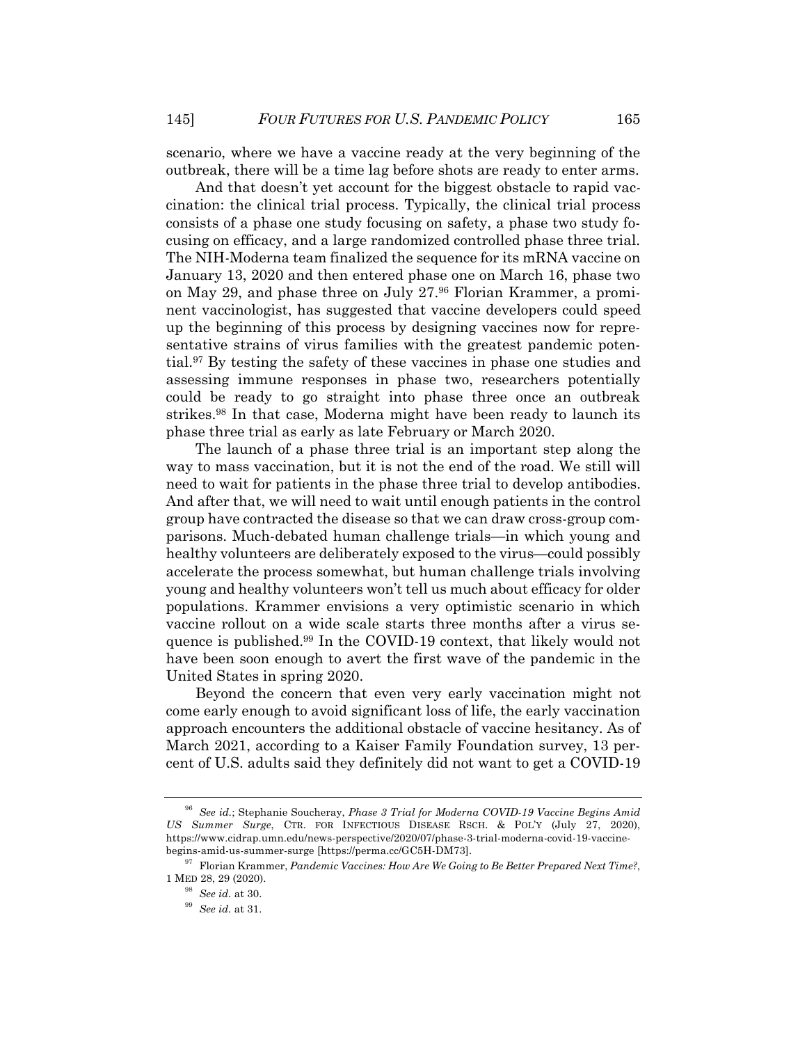scenario, where we have a vaccine ready at the very beginning of the outbreak, there will be a time lag before shots are ready to enter arms.

And that doesn't yet account for the biggest obstacle to rapid vaccination: the clinical trial process. Typically, the clinical trial process consists of a phase one study focusing on safety, a phase two study focusing on efficacy, and a large randomized controlled phase three trial. The NIH-Moderna team finalized the sequence for its mRNA vaccine on January 13, 2020 and then entered phase one on March 16, phase two on May 29, and phase three on July 27.[96] Florian Krammer, a prominent vaccinologist, has suggested that vaccine developers could speed up the beginning of this process by designing vaccines now for representative strains of virus families with the greatest pandemic potential.[97] By testing the safety of these vaccines in phase one studies and assessing immune responses in phase two, researchers potentially could be ready to go straight into phase three once an outbreak strikes.[98] In that case, Moderna might have been ready to launch its phase three trial as early as late February or March 2020.

The launch of a phase three trial is an important step along the way to mass vaccination, but it is not the end of the road. We still will need to wait for patients in the phase three trial to develop antibodies. And after that, we will need to wait until enough patients in the control group have contracted the disease so that we can draw cross-group comparisons. Much-debated human challenge trials—in which young and healthy volunteers are deliberately exposed to the virus—could possibly accelerate the process somewhat, but human challenge trials involving young and healthy volunteers won't tell us much about efficacy for older populations. Krammer envisions a very optimistic scenario in which vaccine rollout on a wide scale starts three months after a virus sequence is published.[99] In the COVID-19 context, that likely would not have been soon enough to avert the first wave of the pandemic in the United States in spring 2020.

Beyond the concern that even very early vaccination might not come early enough to avoid significant loss of life, the early vaccination approach encounters the additional obstacle of vaccine hesitancy. As of March 2021, according to a Kaiser Family Foundation survey, 13 percent of U.S. adults said they definitely did not want to get a COVID-19

---

[96] *See id.*; Stephanie Soucheray, *Phase 3 Trial for Moderna COVID-19 Vaccine Begins Amid US Summer Surge*, CTR. FOR INFECTIOUS DISEASE RSCH. & POL'Y (July 27, 2020), https://www.cidrap.umn.edu/news-perspective/2020/07/phase-3-trial-moderna-covid-19-vaccine-begins-amid-us-summer-surge [https://perma.cc/GC5H-DM73].

[97] Florian Krammer, *Pandemic Vaccines: How Are We Going to Be Better Prepared Next Time?*, 1 MED 28, 29 (2020).

[98] *See id.* at 30.

[99] *See id.* at 31.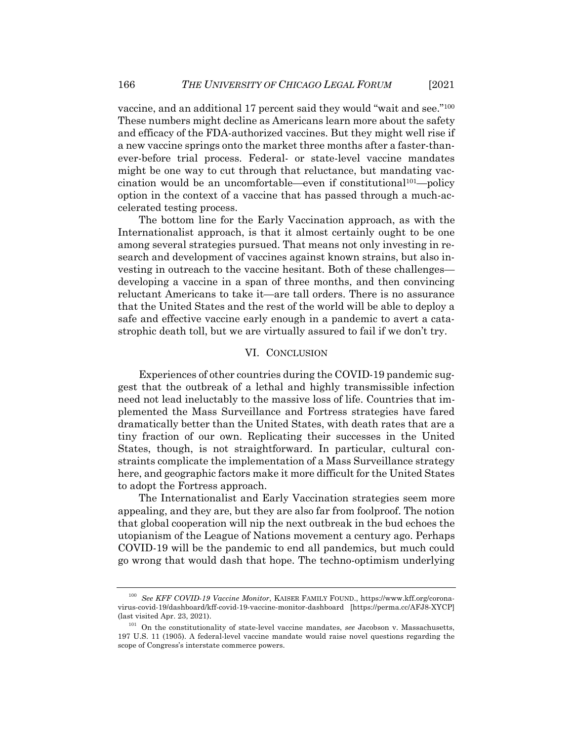vaccine, and an additional 17 percent said they would "wait and see."[100] These numbers might decline as Americans learn more about the safety and efficacy of the FDA-authorized vaccines. But they might well rise if a new vaccine springs onto the market three months after a faster-than-ever-before trial process. Federal- or state-level vaccine mandates might be one way to cut through that reluctance, but mandating vaccination would be an uncomfortable—even if constitutional[101]—policy option in the context of a vaccine that has passed through a much-accelerated testing process.

The bottom line for the Early Vaccination approach, as with the Internationalist approach, is that it almost certainly ought to be one among several strategies pursued. That means not only investing in research and development of vaccines against known strains, but also investing in outreach to the vaccine hesitant. Both of these challenges—developing a vaccine in a span of three months, and then convincing reluctant Americans to take it—are tall orders. There is no assurance that the United States and the rest of the world will be able to deploy a safe and effective vaccine early enough in a pandemic to avert a catastrophic death toll, but we are virtually assured to fail if we don't try.

## VI. Conclusion

Experiences of other countries during the COVID-19 pandemic suggest that the outbreak of a lethal and highly transmissible infection need not lead ineluctably to the massive loss of life. Countries that implemented the Mass Surveillance and Fortress strategies have fared dramatically better than the United States, with death rates that are a tiny fraction of our own. Replicating their successes in the United States, though, is not straightforward. In particular, cultural constraints complicate the implementation of a Mass Surveillance strategy here, and geographic factors make it more difficult for the United States to adopt the Fortress approach.

The Internationalist and Early Vaccination strategies seem more appealing, and they are, but they are also far from foolproof. The notion that global cooperation will nip the next outbreak in the bud echoes the utopianism of the League of Nations movement a century ago. Perhaps COVID-19 will be the pandemic to end all pandemics, but much could go wrong that would dash that hope. The techno-optimism underlying

---

[100] *See KFF COVID-19 Vaccine Monitor*, KAISER FAMILY FOUND., https://www.kff.org/coronavirus-covid-19/dashboard/kff-covid-19-vaccine-monitor-dashboard [https://perma.cc/AFJ8-XYCP] (last visited Apr. 23, 2021).

[101] On the constitutionality of state-level vaccine mandates, *see* Jacobson v. Massachusetts, 197 U.S. 11 (1905). A federal-level vaccine mandate would raise novel questions regarding the scope of Congress's interstate commerce powers.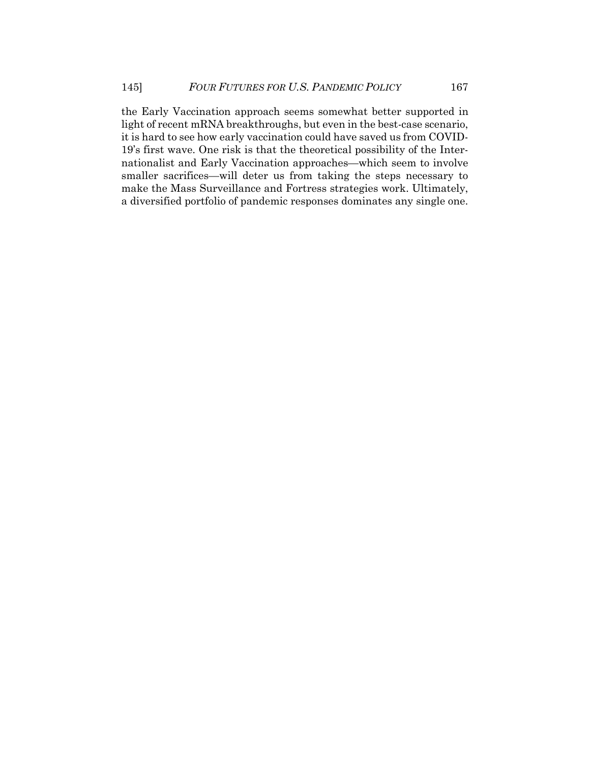the Early Vaccination approach seems somewhat better supported in light of recent mRNA breakthroughs, but even in the best-case scenario, it is hard to see how early vaccination could have saved us from COVID-19's first wave. One risk is that the theoretical possibility of the Internationalist and Early Vaccination approaches—which seem to involve smaller sacrifices—will deter us from taking the steps necessary to make the Mass Surveillance and Fortress strategies work. Ultimately, a diversified portfolio of pandemic responses dominates any single one.